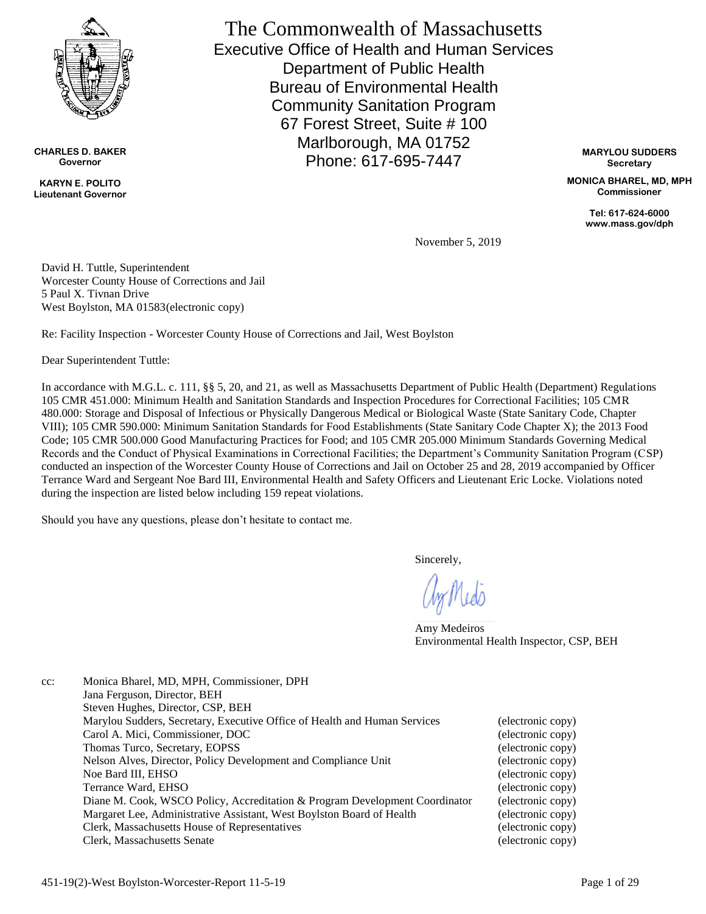**CHARLES D. BAKER**
**Governor**

**KARYN E. POLITO**
**Lieutenant Governor**

# The Commonwealth of Massachusetts

Executive Office of Health and Human Services
Department of Public Health
Bureau of Environmental Health
Community Sanitation Program
67 Forest Street, Suite # 100
Marlborough, MA 01752
Phone: 617-695-7447

**MARYLOU SUDDERS**
**Secretary**

**MONICA BHAREL, MD, MPH**
**Commissioner**

**Tel: 617-624-6000**
**www.mass.gov/dph**

November 5, 2019

David H. Tuttle, Superintendent
Worcester County House of Corrections and Jail
5 Paul X. Tivnan Drive
West Boylston, MA 01583(electronic copy)

Re: Facility Inspection - Worcester County House of Corrections and Jail, West Boylston

Dear Superintendent Tuttle:

In accordance with M.G.L. c. 111, §§ 5, 20, and 21, as well as Massachusetts Department of Public Health (Department) Regulations 105 CMR 451.000: Minimum Health and Sanitation Standards and Inspection Procedures for Correctional Facilities; 105 CMR 480.000: Storage and Disposal of Infectious or Physically Dangerous Medical or Biological Waste (State Sanitary Code, Chapter VIII); 105 CMR 590.000: Minimum Sanitation Standards for Food Establishments (State Sanitary Code Chapter X); the 2013 Food Code; 105 CMR 500.000 Good Manufacturing Practices for Food; and 105 CMR 205.000 Minimum Standards Governing Medical Records and the Conduct of Physical Examinations in Correctional Facilities; the Department's Community Sanitation Program (CSP) conducted an inspection of the Worcester County House of Corrections and Jail on October 25 and 28, 2019 accompanied by Officer Terrance Ward and Sergeant Noe Bard III, Environmental Health and Safety Officers and Lieutenant Eric Locke. Violations noted during the inspection are listed below including 159 repeat violations.

Should you have any questions, please don't hesitate to contact me.

Sincerely,

Amy Medeiros
Environmental Health Inspector, CSP, BEH

| | | |
|---|---|---|
| cc: | Monica Bharel, MD, MPH, Commissioner, DPH | |
| | Jana Ferguson, Director, BEH | |
| | Steven Hughes, Director, CSP, BEH | |
| | Marylou Sudders, Secretary, Executive Office of Health and Human Services | (electronic copy) |
| | Carol A. Mici, Commissioner, DOC | (electronic copy) |
| | Thomas Turco, Secretary, EOPSS | (electronic copy) |
| | Nelson Alves, Director, Policy Development and Compliance Unit | (electronic copy) |
| | Noe Bard III, EHSO | (electronic copy) |
| | Terrance Ward, EHSO | (electronic copy) |
| | Diane M. Cook, WSCO Policy, Accreditation & Program Development Coordinator | (electronic copy) |
| | Margaret Lee, Administrative Assistant, West Boylston Board of Health | (electronic copy) |
| | Clerk, Massachusetts House of Representatives | (electronic copy) |
| | Clerk, Massachusetts Senate | (electronic copy) |

451-19(2)-West Boylston-Worcester-Report 11-5-19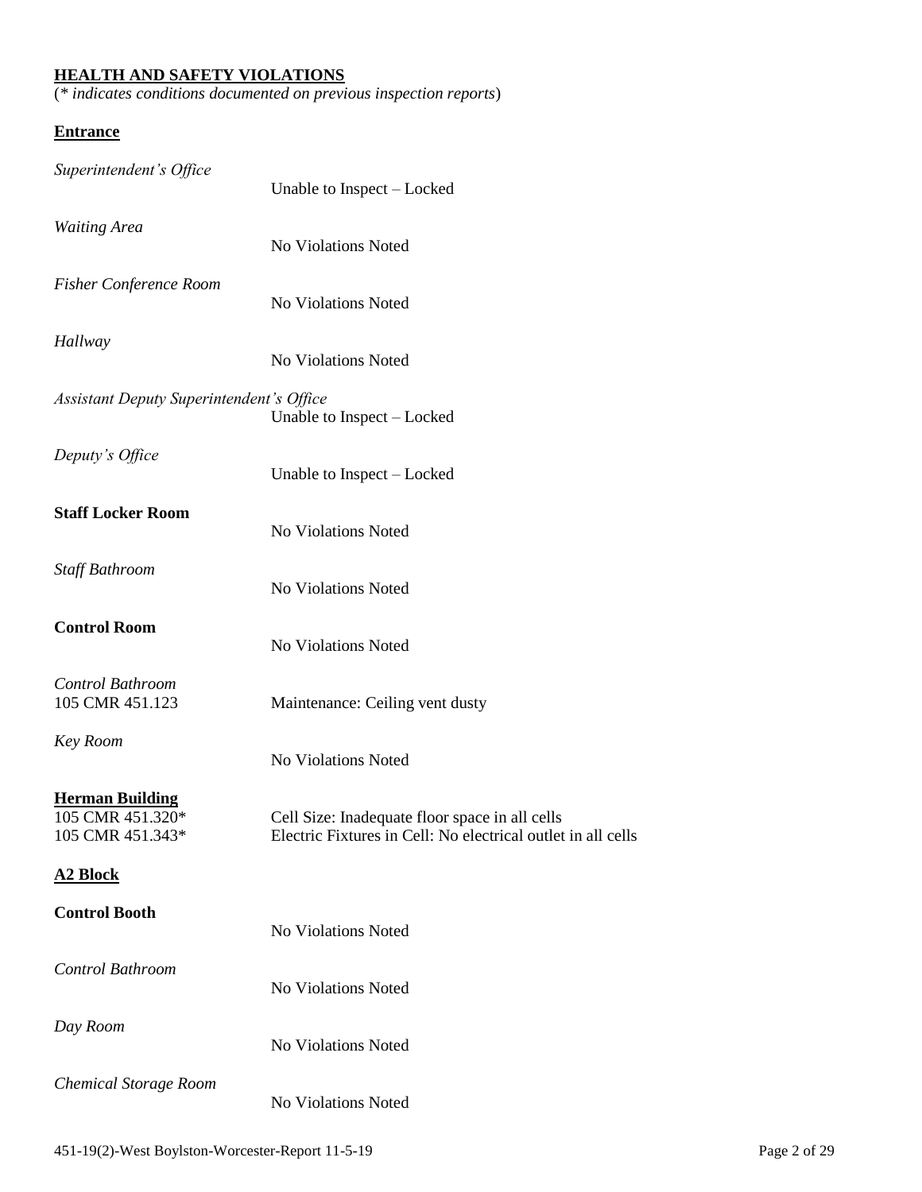## HEALTH AND SAFETY VIOLATIONS

(* *indicates conditions documented on previous inspection reports*)

### Entrance

| | |
|---|---|
| *Superintendent's Office* | Unable to Inspect – Locked |
| *Waiting Area* | No Violations Noted |
| *Fisher Conference Room* | No Violations Noted |
| *Hallway* | No Violations Noted |
| *Assistant Deputy Superintendent's Office* | Unable to Inspect – Locked |
| *Deputy's Office* | Unable to Inspect – Locked |

**Staff Locker Room**

| | |
|---|---|
| | No Violations Noted |
| *Staff Bathroom* | No Violations Noted |

**Control Room**

| | |
|---|---|
| | No Violations Noted |
| *Control Bathroom*<br>105 CMR 451.123 | Maintenance: Ceiling vent dusty |
| *Key Room* | No Violations Noted |

### Herman Building

| | |
|---|---|
| 105 CMR 451.320* | Cell Size: Inadequate floor space in all cells |
| 105 CMR 451.343* | Electric Fixtures in Cell: No electrical outlet in all cells |

### A2 Block

**Control Booth**

| | |
|---|---|
| | No Violations Noted |
| *Control Bathroom* | No Violations Noted |
| *Day Room* | No Violations Noted |
| *Chemical Storage Room* | No Violations Noted |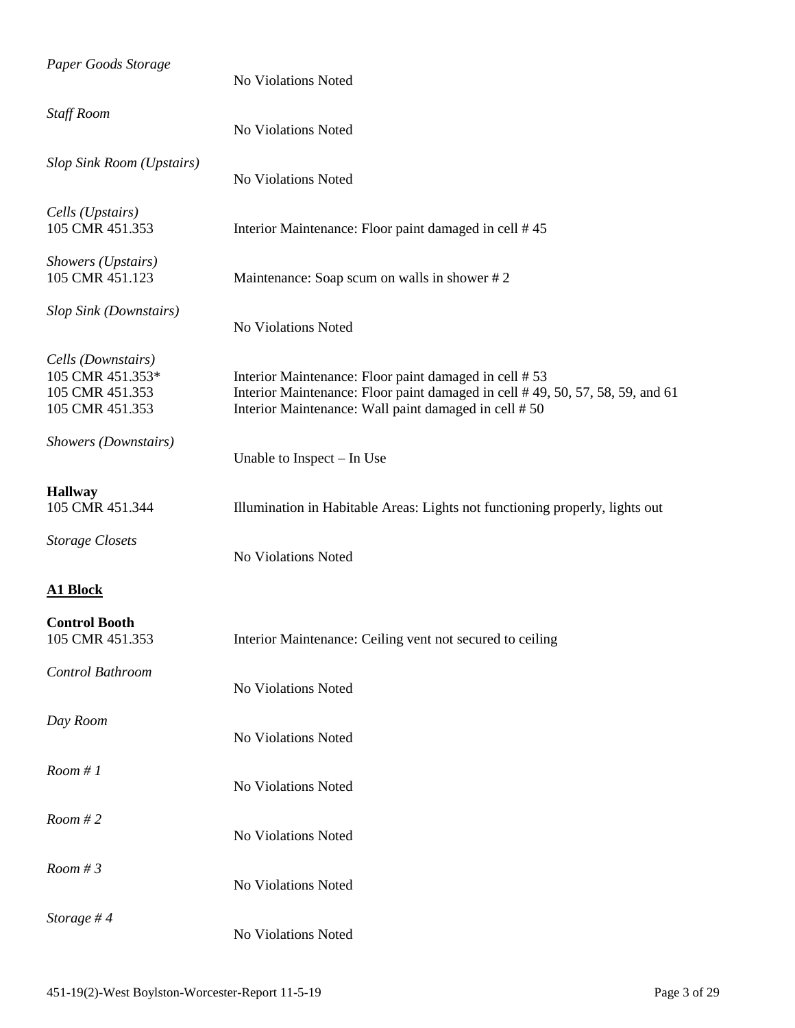*Paper Goods Storage*
No Violations Noted

*Staff Room*
No Violations Noted

*Slop Sink Room (Upstairs)*
No Violations Noted

*Cells (Upstairs)*
105 CMR 451.353 Interior Maintenance: Floor paint damaged in cell # 45

*Showers (Upstairs)*
105 CMR 451.123 Maintenance: Soap scum on walls in shower # 2

*Slop Sink (Downstairs)*
No Violations Noted

*Cells (Downstairs)*
105 CMR 451.353* Interior Maintenance: Floor paint damaged in cell # 53
105 CMR 451.353 Interior Maintenance: Floor paint damaged in cell # 49, 50, 57, 58, 59, and 61
105 CMR 451.353 Interior Maintenance: Wall paint damaged in cell # 50

*Showers (Downstairs)*
Unable to Inspect – In Use

**Hallway**
105 CMR 451.344 Illumination in Habitable Areas: Lights not functioning properly, lights out

*Storage Closets*
No Violations Noted

**A1 Block**

**Control Booth**
105 CMR 451.353 Interior Maintenance: Ceiling vent not secured to ceiling

*Control Bathroom*
No Violations Noted

*Day Room*
No Violations Noted

*Room # 1*
No Violations Noted

*Room # 2*
No Violations Noted

*Room # 3*
No Violations Noted

*Storage # 4*
No Violations Noted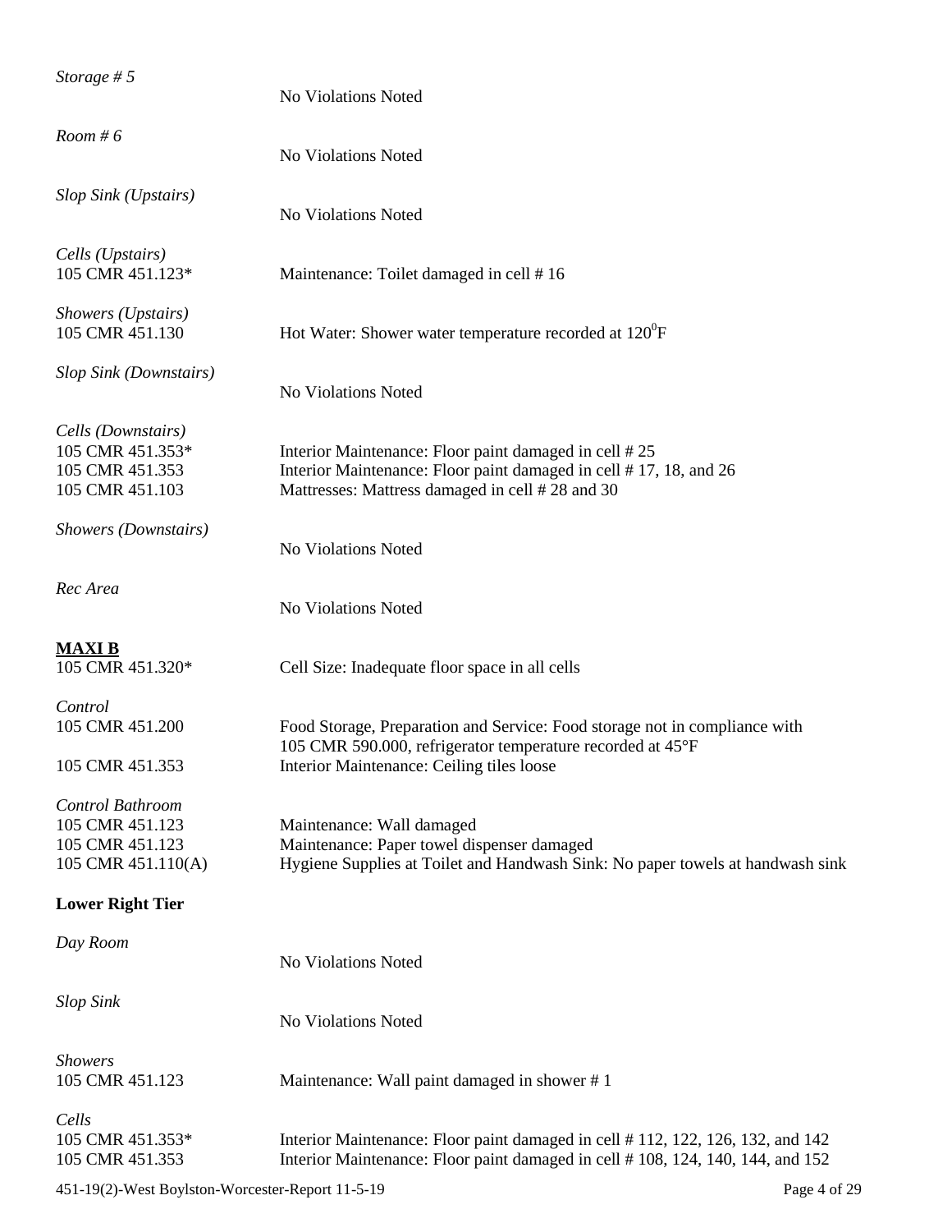*Storage # 5*

No Violations Noted

*Room # 6*

No Violations Noted

*Slop Sink (Upstairs)*

No Violations Noted

*Cells (Upstairs)*

| | |
|---|---|
| 105 CMR 451.123* | Maintenance: Toilet damaged in cell # 16 |

*Showers (Upstairs)*

| | |
|---|---|
| 105 CMR 451.130 | Hot Water: Shower water temperature recorded at 120$^0$F |

*Slop Sink (Downstairs)*

No Violations Noted

*Cells (Downstairs)*

| | |
|---|---|
| 105 CMR 451.353* | Interior Maintenance: Floor paint damaged in cell # 25 |
| 105 CMR 451.353 | Interior Maintenance: Floor paint damaged in cell # 17, 18, and 26 |
| 105 CMR 451.103 | Mattresses: Mattress damaged in cell # 28 and 30 |

*Showers (Downstairs)*

No Violations Noted

*Rec Area*

No Violations Noted

**MAXI B**

| | |
|---|---|
| 105 CMR 451.320* | Cell Size: Inadequate floor space in all cells |

*Control*

| | |
|---|---|
| 105 CMR 451.200 | Food Storage, Preparation and Service: Food storage not in compliance with 105 CMR 590.000, refrigerator temperature recorded at 45°F |
| 105 CMR 451.353 | Interior Maintenance: Ceiling tiles loose |

*Control Bathroom*

| | |
|---|---|
| 105 CMR 451.123 | Maintenance: Wall damaged |
| 105 CMR 451.123 | Maintenance: Paper towel dispenser damaged |
| 105 CMR 451.110(A) | Hygiene Supplies at Toilet and Handwash Sink: No paper towels at handwash sink |

**Lower Right Tier**

*Day Room*

No Violations Noted

*Slop Sink*

No Violations Noted

*Showers*

| | |
|---|---|
| 105 CMR 451.123 | Maintenance: Wall paint damaged in shower # 1 |

*Cells*

| | |
|---|---|
| 105 CMR 451.353* | Interior Maintenance: Floor paint damaged in cell # 112, 122, 126, 132, and 142 |
| 105 CMR 451.353 | Interior Maintenance: Floor paint damaged in cell # 108, 124, 140, 144, and 152 |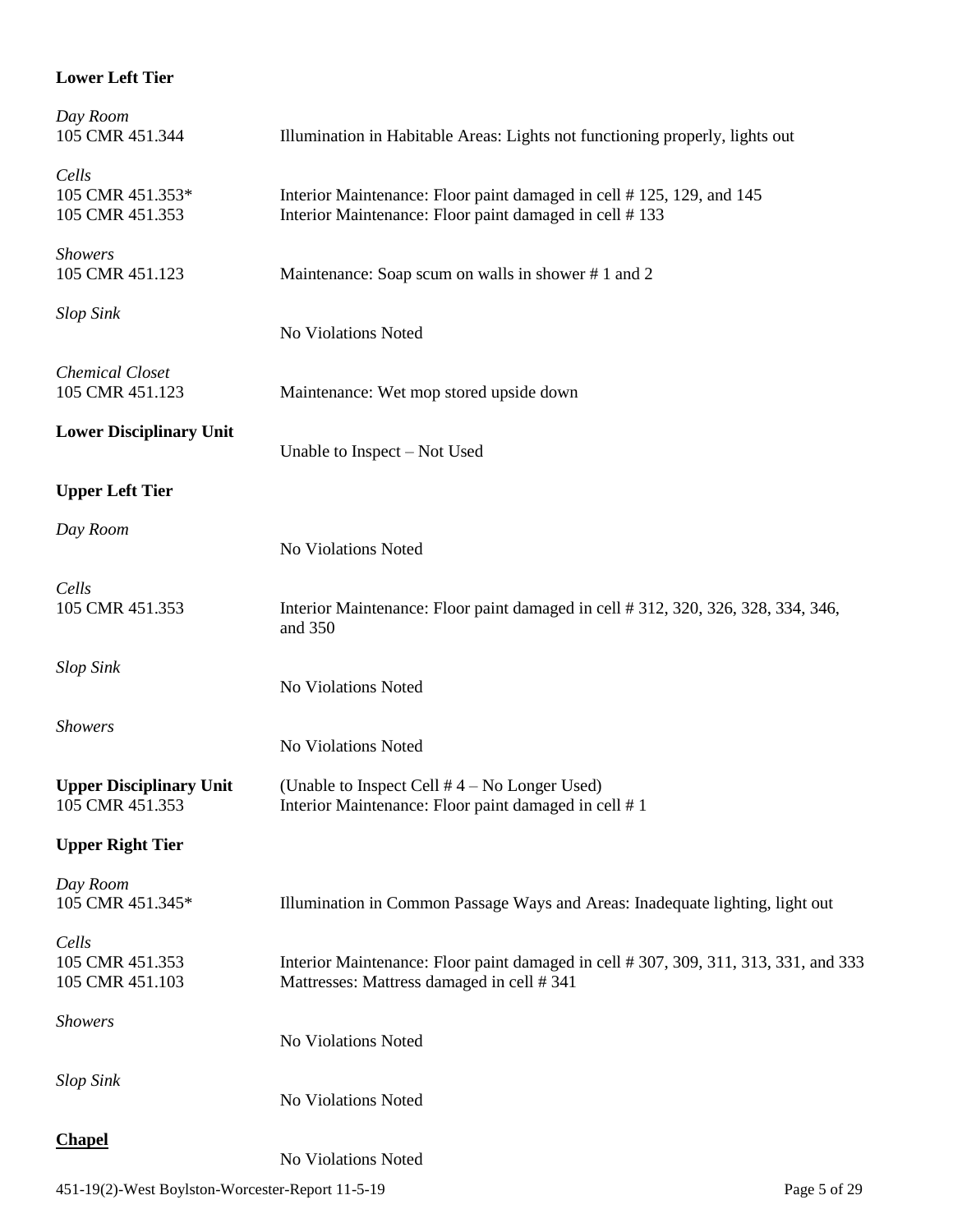**Lower Left Tier**

*Day Room*
105 CMR 451.344 Illumination in Habitable Areas: Lights not functioning properly, lights out

*Cells*
105 CMR 451.353* Interior Maintenance: Floor paint damaged in cell # 125, 129, and 145
105 CMR 451.353 Interior Maintenance: Floor paint damaged in cell # 133

*Showers*
105 CMR 451.123 Maintenance: Soap scum on walls in shower # 1 and 2

*Slop Sink*
No Violations Noted

*Chemical Closet*
105 CMR 451.123 Maintenance: Wet mop stored upside down

**Lower Disciplinary Unit**
Unable to Inspect – Not Used

**Upper Left Tier**

*Day Room*
No Violations Noted

*Cells*
105 CMR 451.353 Interior Maintenance: Floor paint damaged in cell # 312, 320, 326, 328, 334, 346, and 350

*Slop Sink*
No Violations Noted

*Showers*
No Violations Noted

**Upper Disciplinary Unit**
(Unable to Inspect Cell # 4 – No Longer Used)
105 CMR 451.353 Interior Maintenance: Floor paint damaged in cell # 1

**Upper Right Tier**

*Day Room*
105 CMR 451.345* Illumination in Common Passage Ways and Areas: Inadequate lighting, light out

*Cells*
105 CMR 451.353 Interior Maintenance: Floor paint damaged in cell # 307, 309, 311, 313, 331, and 333
105 CMR 451.103 Mattresses: Mattress damaged in cell # 341

*Showers*
No Violations Noted

*Slop Sink*
No Violations Noted

**Chapel**
No Violations Noted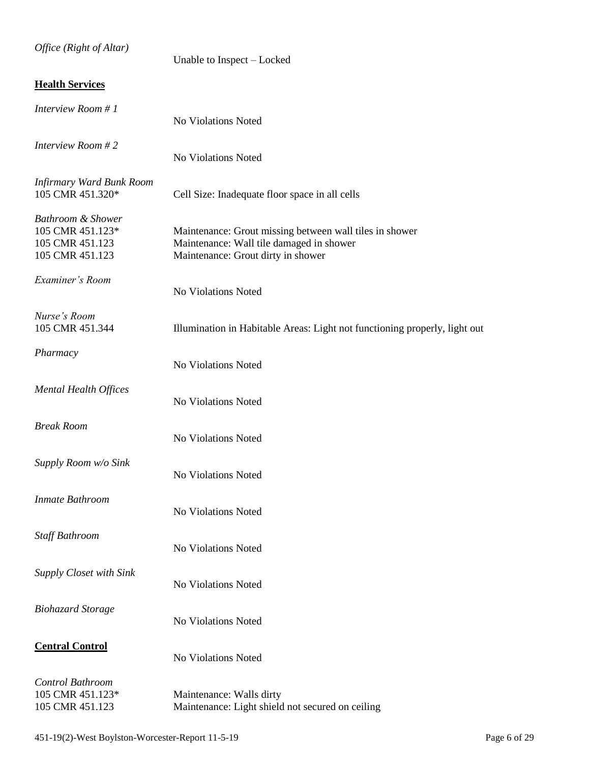*Office (Right of Altar)*

Unable to Inspect – Locked

**Health Services**

*Interview Room # 1*

No Violations Noted

*Interview Room # 2*

No Violations Noted

*Infirmary Ward Bunk Room*

105 CMR 451.320* Cell Size: Inadequate floor space in all cells

*Bathroom & Shower*

105 CMR 451.123* Maintenance: Grout missing between wall tiles in shower
105 CMR 451.123 Maintenance: Wall tile damaged in shower
105 CMR 451.123 Maintenance: Grout dirty in shower

*Examiner's Room*

No Violations Noted

*Nurse's Room*

105 CMR 451.344 Illumination in Habitable Areas: Light not functioning properly, light out

*Pharmacy*

No Violations Noted

*Mental Health Offices*

No Violations Noted

*Break Room*

No Violations Noted

*Supply Room w/o Sink*

No Violations Noted

*Inmate Bathroom*

No Violations Noted

*Staff Bathroom*

No Violations Noted

*Supply Closet with Sink*

No Violations Noted

*Biohazard Storage*

No Violations Noted

**Central Control**

No Violations Noted

*Control Bathroom*

105 CMR 451.123* Maintenance: Walls dirty
105 CMR 451.123 Maintenance: Light shield not secured on ceiling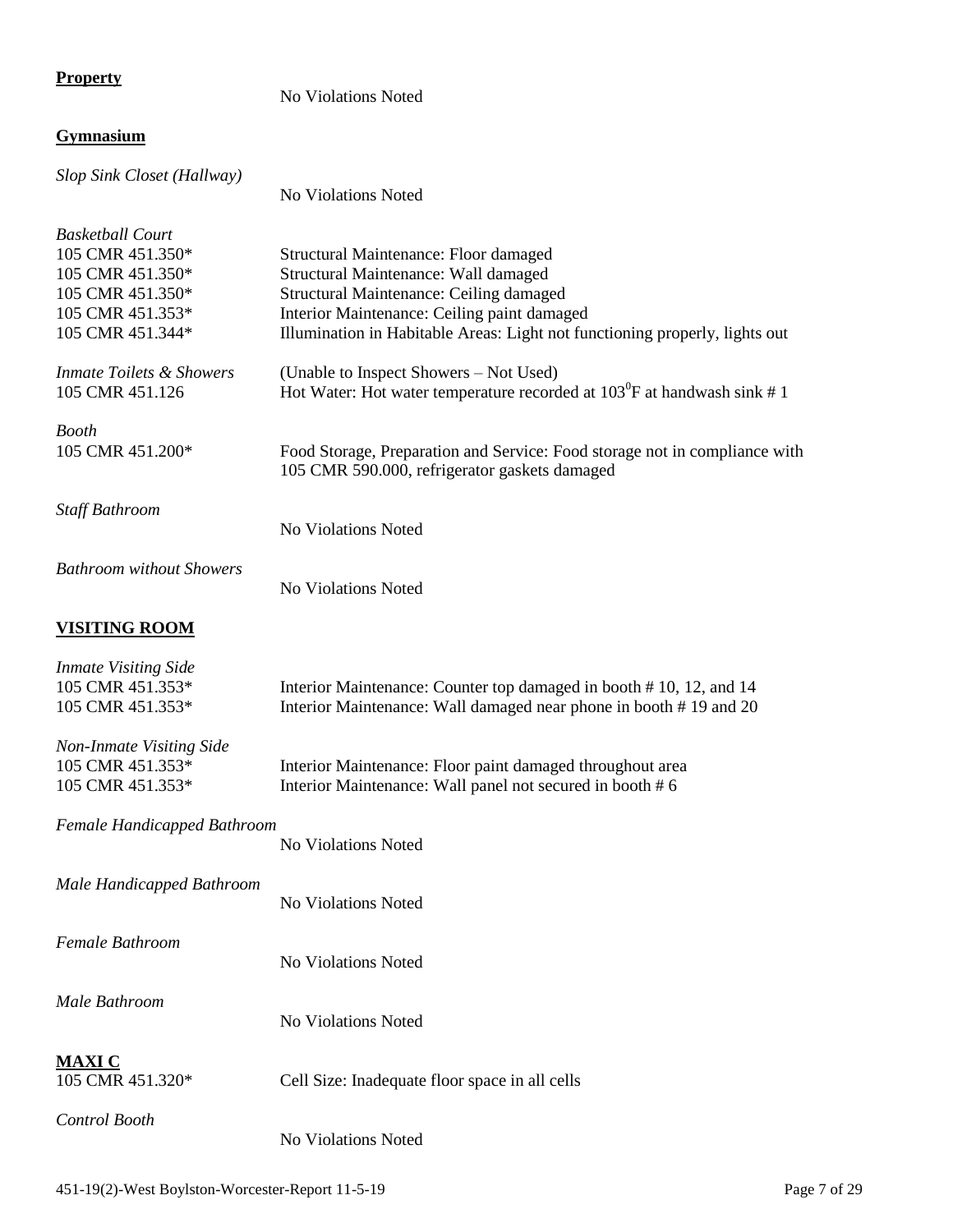**Property**

No Violations Noted

**Gymnasium**

*Slop Sink Closet (Hallway)*

No Violations Noted

*Basketball Court*

| | |
|---|---|
| 105 CMR 451.350* | Structural Maintenance: Floor damaged |
| 105 CMR 451.350* | Structural Maintenance: Wall damaged |
| 105 CMR 451.350* | Structural Maintenance: Ceiling damaged |
| 105 CMR 451.353* | Interior Maintenance: Ceiling paint damaged |
| 105 CMR 451.344* | Illumination in Habitable Areas: Light not functioning properly, lights out |

*Inmate Toilets & Showers* (Unable to Inspect Showers – Not Used)

| | |
|---|---|
| 105 CMR 451.126 | Hot Water: Hot water temperature recorded at $103^0$F at handwash sink # 1 |

*Booth*

| | |
|---|---|
| 105 CMR 451.200* | Food Storage, Preparation and Service: Food storage not in compliance with 105 CMR 590.000, refrigerator gaskets damaged |

*Staff Bathroom*

No Violations Noted

*Bathroom without Showers*

No Violations Noted

**VISITING ROOM**

*Inmate Visiting Side*

| | |
|---|---|
| 105 CMR 451.353* | Interior Maintenance: Counter top damaged in booth # 10, 12, and 14 |
| 105 CMR 451.353* | Interior Maintenance: Wall damaged near phone in booth # 19 and 20 |

*Non-Inmate Visiting Side*

| | |
|---|---|
| 105 CMR 451.353* | Interior Maintenance: Floor paint damaged throughout area |
| 105 CMR 451.353* | Interior Maintenance: Wall panel not secured in booth # 6 |

*Female Handicapped Bathroom*

No Violations Noted

*Male Handicapped Bathroom*

No Violations Noted

*Female Bathroom*

No Violations Noted

*Male Bathroom*

No Violations Noted

**MAXI C**

| | |
|---|---|
| 105 CMR 451.320* | Cell Size: Inadequate floor space in all cells |

*Control Booth*

No Violations Noted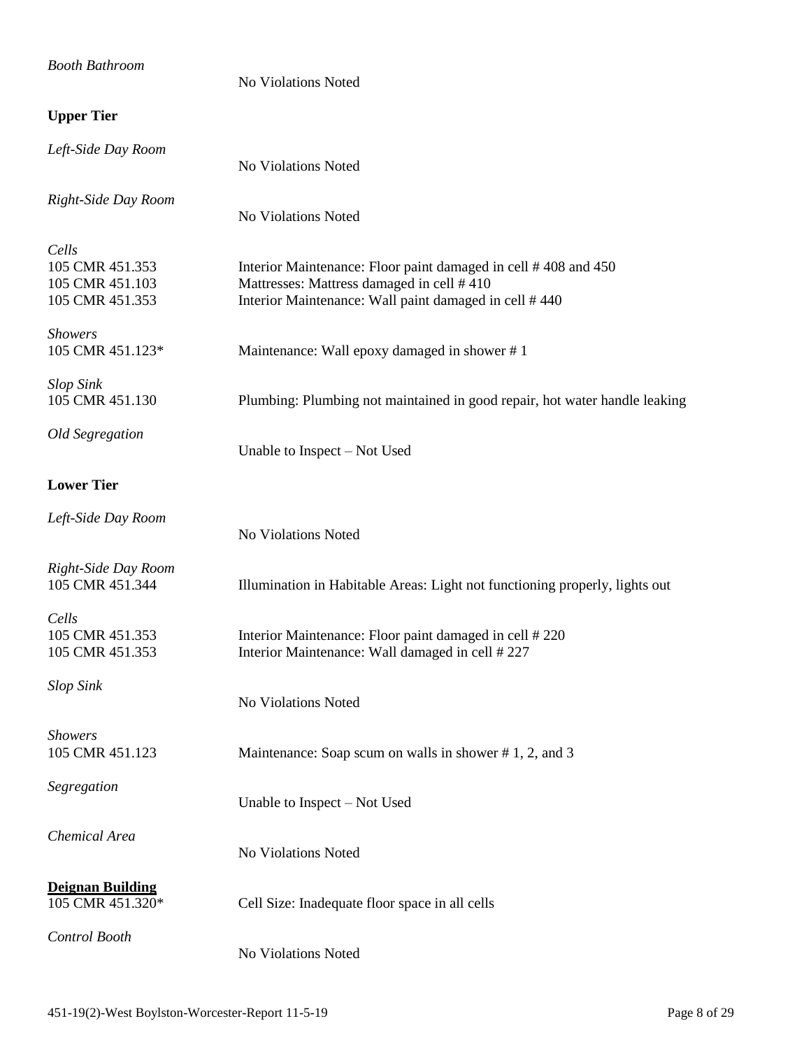*Booth Bathroom*

No Violations Noted

**Upper Tier**

*Left-Side Day Room*

No Violations Noted

*Right-Side Day Room*

No Violations Noted

*Cells*

105 CMR 451.353 Interior Maintenance: Floor paint damaged in cell # 408 and 450
105 CMR 451.103 Mattresses: Mattress damaged in cell # 410
105 CMR 451.353 Interior Maintenance: Wall paint damaged in cell # 440

*Showers*

105 CMR 451.123* Maintenance: Wall epoxy damaged in shower # 1

*Slop Sink*

105 CMR 451.130 Plumbing: Plumbing not maintained in good repair, hot water handle leaking

*Old Segregation*

Unable to Inspect – Not Used

**Lower Tier**

*Left-Side Day Room*

No Violations Noted

*Right-Side Day Room*

105 CMR 451.344 Illumination in Habitable Areas: Light not functioning properly, lights out

*Cells*

105 CMR 451.353 Interior Maintenance: Floor paint damaged in cell # 220
105 CMR 451.353 Interior Maintenance: Wall damaged in cell # 227

*Slop Sink*

No Violations Noted

*Showers*

105 CMR 451.123 Maintenance: Soap scum on walls in shower # 1, 2, and 3

*Segregation*

Unable to Inspect – Not Used

*Chemical Area*

No Violations Noted

**Deignan Building**

105 CMR 451.320* Cell Size: Inadequate floor space in all cells

*Control Booth*

No Violations Noted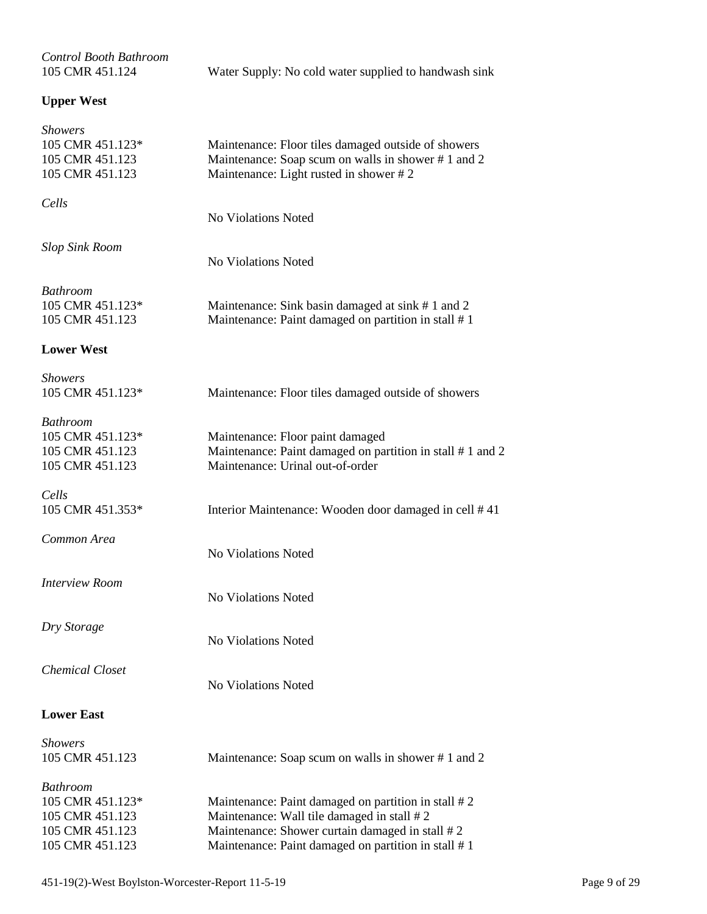*Control Booth Bathroom*
105 CMR 451.124 Water Supply: No cold water supplied to handwash sink

**Upper West**

*Showers*
105 CMR 451.123* Maintenance: Floor tiles damaged outside of showers
105 CMR 451.123 Maintenance: Soap scum on walls in shower # 1 and 2
105 CMR 451.123 Maintenance: Light rusted in shower # 2

*Cells*
No Violations Noted

*Slop Sink Room*
No Violations Noted

*Bathroom*
105 CMR 451.123* Maintenance: Sink basin damaged at sink # 1 and 2
105 CMR 451.123 Maintenance: Paint damaged on partition in stall # 1

**Lower West**

*Showers*
105 CMR 451.123* Maintenance: Floor tiles damaged outside of showers

*Bathroom*
105 CMR 451.123* Maintenance: Floor paint damaged
105 CMR 451.123 Maintenance: Paint damaged on partition in stall # 1 and 2
105 CMR 451.123 Maintenance: Urinal out-of-order

*Cells*
105 CMR 451.353* Interior Maintenance: Wooden door damaged in cell # 41

*Common Area*
No Violations Noted

*Interview Room*
No Violations Noted

*Dry Storage*
No Violations Noted

*Chemical Closet*
No Violations Noted

**Lower East**

*Showers*
105 CMR 451.123 Maintenance: Soap scum on walls in shower # 1 and 2

*Bathroom*
105 CMR 451.123* Maintenance: Paint damaged on partition in stall # 2
105 CMR 451.123 Maintenance: Wall tile damaged in stall # 2
105 CMR 451.123 Maintenance: Shower curtain damaged in stall # 2
105 CMR 451.123 Maintenance: Paint damaged on partition in stall # 1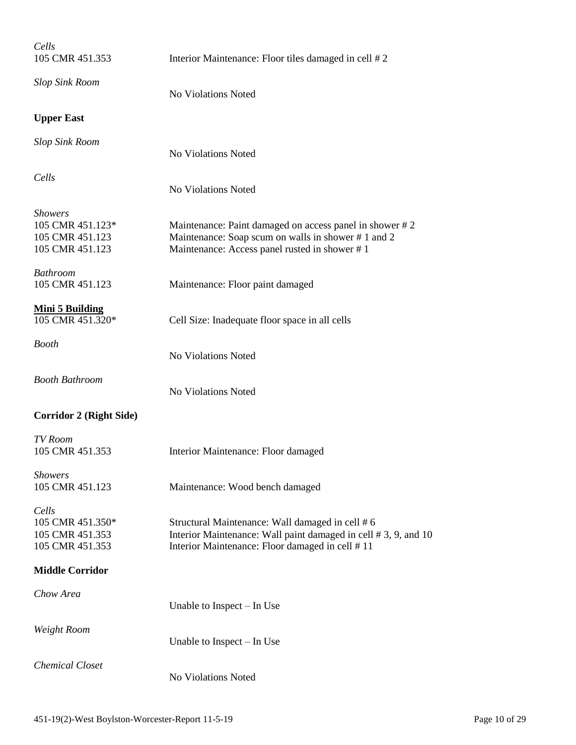*Cells*

105 CMR 451.353 Interior Maintenance: Floor tiles damaged in cell # 2

*Slop Sink Room*

No Violations Noted

**Upper East**

*Slop Sink Room*

No Violations Noted

*Cells*

No Violations Noted

*Showers*

105 CMR 451.123* Maintenance: Paint damaged on access panel in shower # 2

105 CMR 451.123 Maintenance: Soap scum on walls in shower # 1 and 2

105 CMR 451.123 Maintenance: Access panel rusted in shower # 1

*Bathroom*

105 CMR 451.123 Maintenance: Floor paint damaged

**Mini 5 Building**

105 CMR 451.320* Cell Size: Inadequate floor space in all cells

*Booth*

No Violations Noted

*Booth Bathroom*

No Violations Noted

**Corridor 2 (Right Side)**

*TV Room*

105 CMR 451.353 Interior Maintenance: Floor damaged

*Showers*

105 CMR 451.123 Maintenance: Wood bench damaged

*Cells*

105 CMR 451.350* Structural Maintenance: Wall damaged in cell # 6

105 CMR 451.353 Interior Maintenance: Wall paint damaged in cell # 3, 9, and 10

105 CMR 451.353 Interior Maintenance: Floor damaged in cell # 11

**Middle Corridor**

*Chow Area*

Unable to Inspect – In Use

*Weight Room*

Unable to Inspect – In Use

*Chemical Closet*

No Violations Noted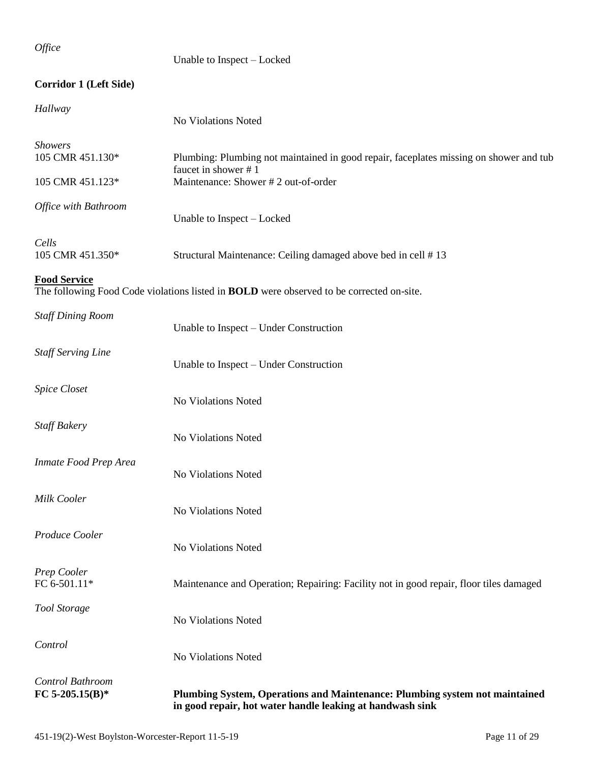*Office*

Unable to Inspect – Locked

**Corridor 1 (Left Side)**

*Hallway*

No Violations Noted

*Showers*

105 CMR 451.130* Plumbing: Plumbing not maintained in good repair, faceplates missing on shower and tub faucet in shower # 1

105 CMR 451.123* Maintenance: Shower # 2 out-of-order

*Office with Bathroom*

Unable to Inspect – Locked

*Cells*

105 CMR 451.350* Structural Maintenance: Ceiling damaged above bed in cell # 13

<u>**Food Service**</u>

The following Food Code violations listed in **BOLD** were observed to be corrected on-site.

*Staff Dining Room*

Unable to Inspect – Under Construction

*Staff Serving Line*

Unable to Inspect – Under Construction

*Spice Closet*

No Violations Noted

*Staff Bakery*

No Violations Noted

*Inmate Food Prep Area*

No Violations Noted

*Milk Cooler*

No Violations Noted

*Produce Cooler*

No Violations Noted

*Prep Cooler*

FC 6-501.11* Maintenance and Operation; Repairing: Facility not in good repair, floor tiles damaged

*Tool Storage*

No Violations Noted

*Control*

No Violations Noted

*Control Bathroom*

**FC 5-205.15(B)* Plumbing System, Operations and Maintenance: Plumbing system not maintained in good repair, hot water handle leaking at handwash sink**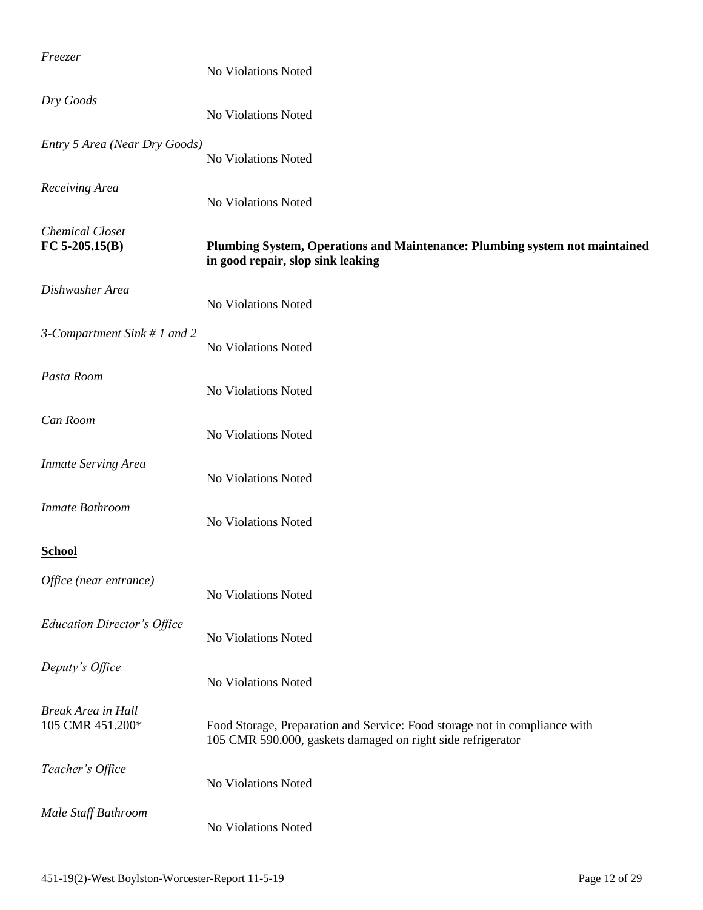*Freezer*
No Violations Noted

*Dry Goods*
No Violations Noted

*Entry 5 Area (Near Dry Goods)*
No Violations Noted

*Receiving Area*
No Violations Noted

*Chemical Closet*
**FC 5-205.15(B)** **Plumbing System, Operations and Maintenance: Plumbing system not maintained in good repair, slop sink leaking**

*Dishwasher Area*
No Violations Noted

*3-Compartment Sink # 1 and 2*
No Violations Noted

*Pasta Room*
No Violations Noted

*Can Room*
No Violations Noted

*Inmate Serving Area*
No Violations Noted

*Inmate Bathroom*
No Violations Noted

**<u>School</u>**

*Office (near entrance)*
No Violations Noted

*Education Director's Office*
No Violations Noted

*Deputy's Office*
No Violations Noted

*Break Area in Hall*
105 CMR 451.200* Food Storage, Preparation and Service: Food storage not in compliance with 105 CMR 590.000, gaskets damaged on right side refrigerator

*Teacher's Office*
No Violations Noted

*Male Staff Bathroom*
No Violations Noted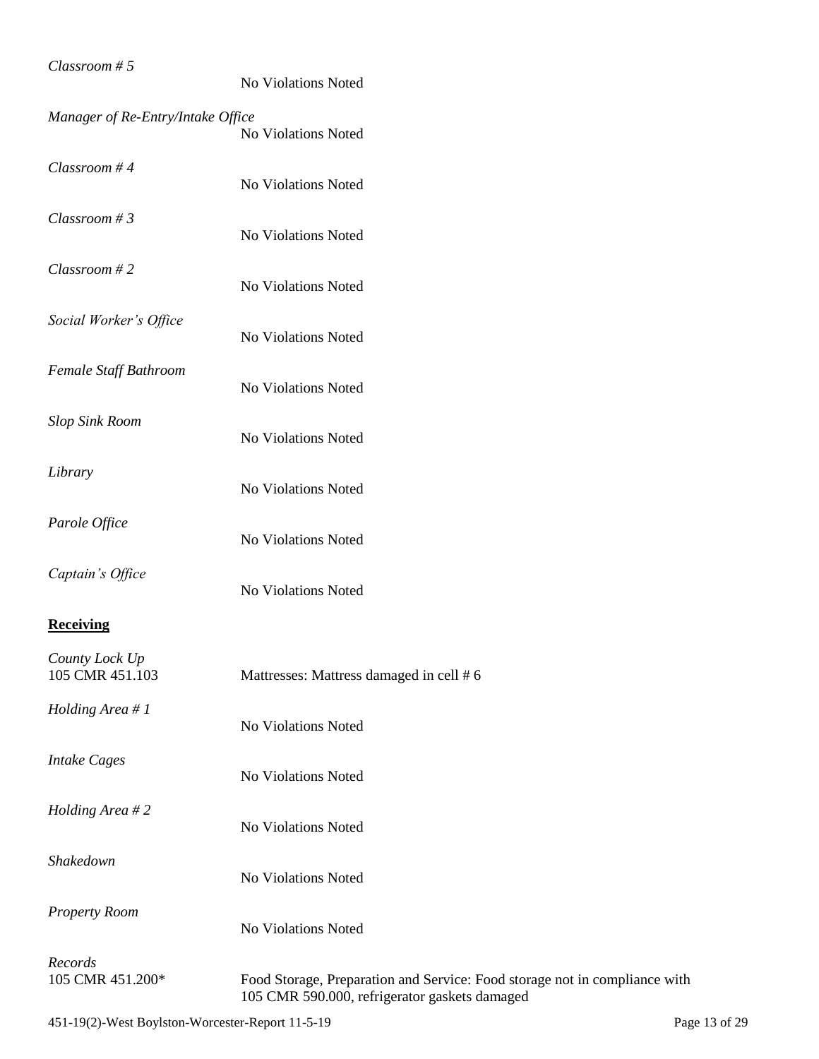*Classroom # 5*
No Violations Noted

*Manager of Re-Entry/Intake Office*
No Violations Noted

*Classroom # 4*
No Violations Noted

*Classroom # 3*
No Violations Noted

*Classroom # 2*
No Violations Noted

*Social Worker's Office*
No Violations Noted

*Female Staff Bathroom*
No Violations Noted

*Slop Sink Room*
No Violations Noted

*Library*
No Violations Noted

*Parole Office*
No Violations Noted

*Captain's Office*
No Violations Noted

**Receiving**

*County Lock Up*
105 CMR 451.103 — Mattresses: Mattress damaged in cell # 6

*Holding Area # 1*
No Violations Noted

*Intake Cages*
No Violations Noted

*Holding Area # 2*
No Violations Noted

*Shakedown*
No Violations Noted

*Property Room*
No Violations Noted

*Records*
105 CMR 451.200* — Food Storage, Preparation and Service: Food storage not in compliance with 105 CMR 590.000, refrigerator gaskets damaged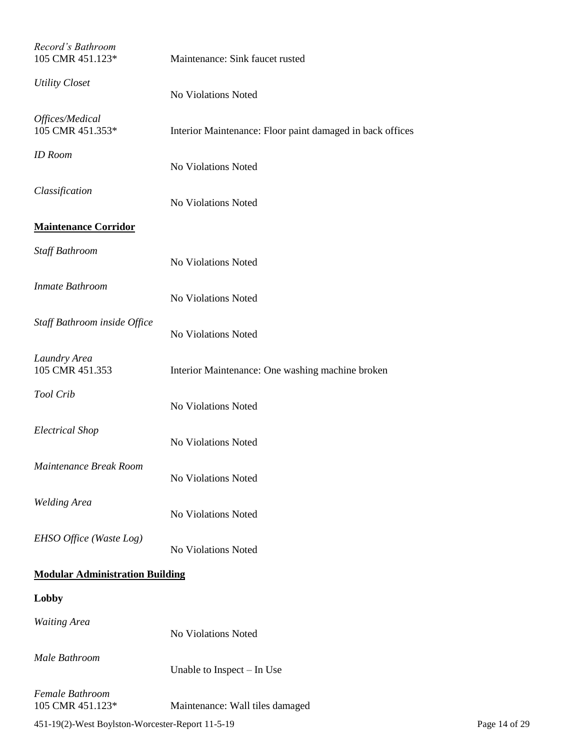*Record's Bathroom*
105 CMR 451.123* Maintenance: Sink faucet rusted

*Utility Closet*
No Violations Noted

*Offices/Medical*
105 CMR 451.353* Interior Maintenance: Floor paint damaged in back offices

*ID Room*
No Violations Noted

*Classification*
No Violations Noted

**Maintenance Corridor**

*Staff Bathroom*
No Violations Noted

*Inmate Bathroom*
No Violations Noted

*Staff Bathroom inside Office*
No Violations Noted

*Laundry Area*
105 CMR 451.353 Interior Maintenance: One washing machine broken

*Tool Crib*
No Violations Noted

*Electrical Shop*
No Violations Noted

*Maintenance Break Room*
No Violations Noted

*Welding Area*
No Violations Noted

*EHSO Office (Waste Log)*
No Violations Noted

**Modular Administration Building**

**Lobby**

*Waiting Area*
No Violations Noted

*Male Bathroom*
Unable to Inspect – In Use

*Female Bathroom*
105 CMR 451.123* Maintenance: Wall tiles damaged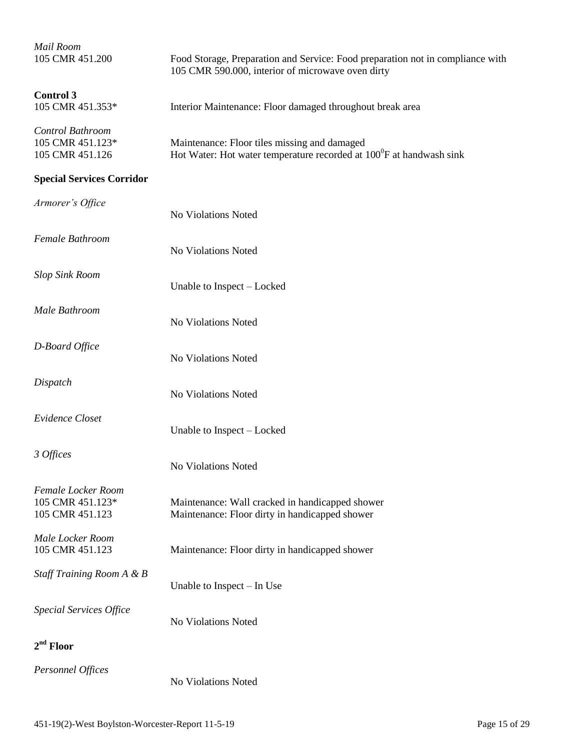*Mail Room*
105 CMR 451.200 Food Storage, Preparation and Service: Food preparation not in compliance with 105 CMR 590.000, interior of microwave oven dirty

**Control 3**
105 CMR 451.353* Interior Maintenance: Floor damaged throughout break area

*Control Bathroom*
105 CMR 451.123* Maintenance: Floor tiles missing and damaged
105 CMR 451.126 Hot Water: Hot water temperature recorded at $100^0$F at handwash sink

**Special Services Corridor**

*Armorer's Office*
No Violations Noted

*Female Bathroom*
No Violations Noted

*Slop Sink Room*
Unable to Inspect – Locked

*Male Bathroom*
No Violations Noted

*D-Board Office*
No Violations Noted

*Dispatch*
No Violations Noted

*Evidence Closet*
Unable to Inspect – Locked

*3 Offices*
No Violations Noted

*Female Locker Room*
105 CMR 451.123* Maintenance: Wall cracked in handicapped shower
105 CMR 451.123 Maintenance: Floor dirty in handicapped shower

*Male Locker Room*
105 CMR 451.123 Maintenance: Floor dirty in handicapped shower

*Staff Training Room A & B*
Unable to Inspect – In Use

*Special Services Office*
No Violations Noted

**2nd Floor**

*Personnel Offices*
No Violations Noted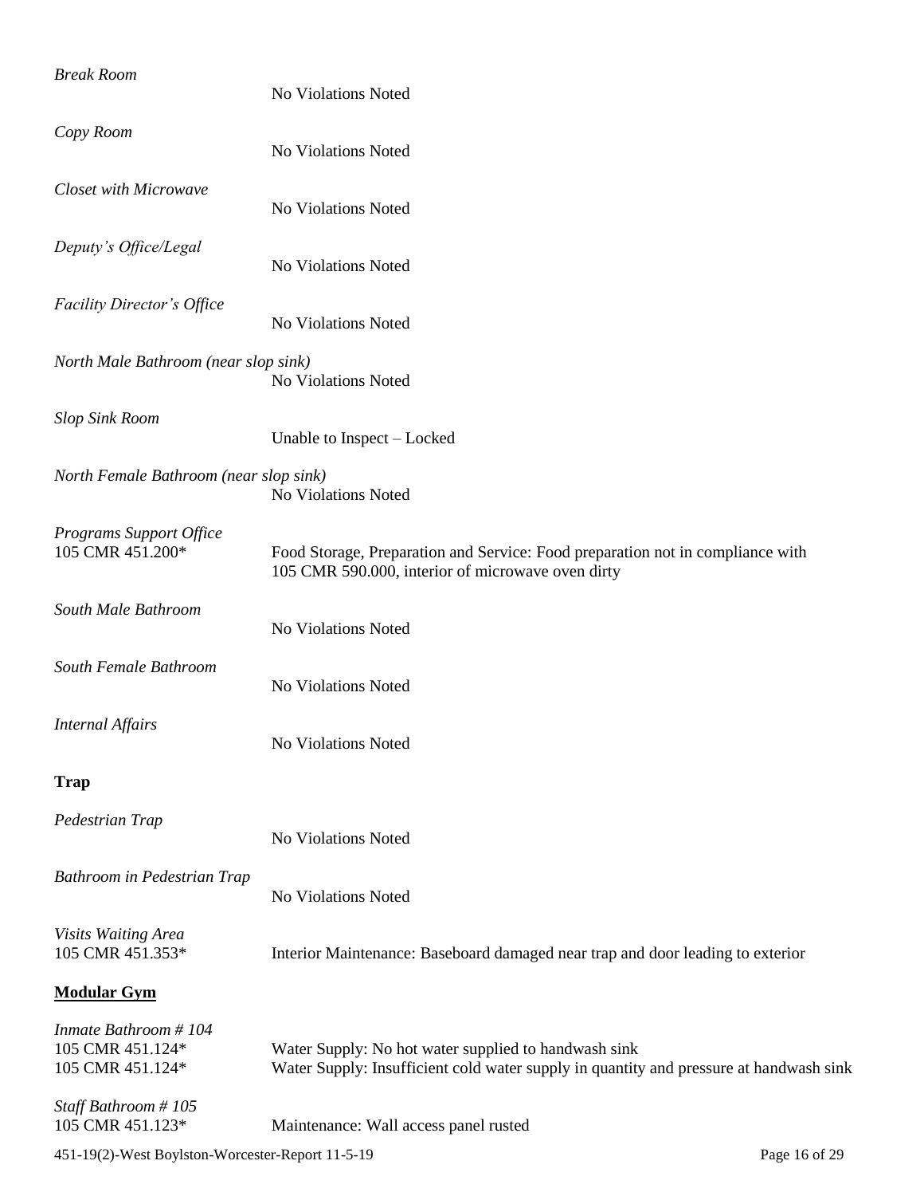*Break Room*

No Violations Noted

*Copy Room*

No Violations Noted

*Closet with Microwave*

No Violations Noted

*Deputy's Office/Legal*

No Violations Noted

*Facility Director's Office*

No Violations Noted

*North Male Bathroom (near slop sink)*

No Violations Noted

*Slop Sink Room*

Unable to Inspect – Locked

*North Female Bathroom (near slop sink)*

No Violations Noted

*Programs Support Office*

105 CMR 451.200* Food Storage, Preparation and Service: Food preparation not in compliance with 105 CMR 590.000, interior of microwave oven dirty

*South Male Bathroom*

No Violations Noted

*South Female Bathroom*

No Violations Noted

*Internal Affairs*

No Violations Noted

**Trap**

*Pedestrian Trap*

No Violations Noted

*Bathroom in Pedestrian Trap*

No Violations Noted

*Visits Waiting Area*

105 CMR 451.353* Interior Maintenance: Baseboard damaged near trap and door leading to exterior

**Modular Gym**

*Inmate Bathroom # 104*

105 CMR 451.124* Water Supply: No hot water supplied to handwash sink

105 CMR 451.124* Water Supply: Insufficient cold water supply in quantity and pressure at handwash sink

*Staff Bathroom # 105*

105 CMR 451.123* Maintenance: Wall access panel rusted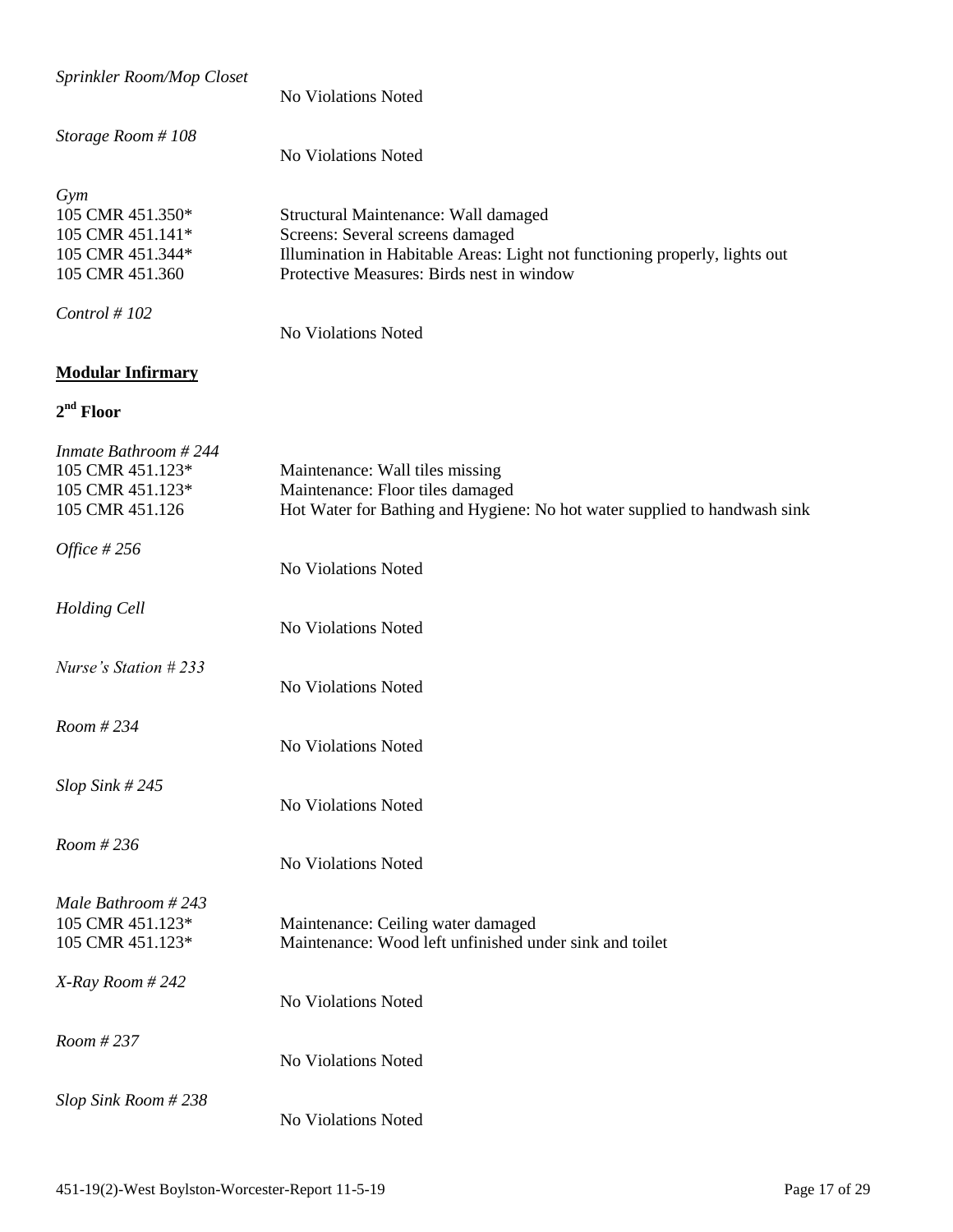*Sprinkler Room/Mop Closet*

No Violations Noted

*Storage Room # 108*

No Violations Noted

*Gym*

105 CMR 451.350* Structural Maintenance: Wall damaged
105 CMR 451.141* Screens: Several screens damaged
105 CMR 451.344* Illumination in Habitable Areas: Light not functioning properly, lights out
105 CMR 451.360 Protective Measures: Birds nest in window

*Control # 102*

No Violations Noted

**Modular Infirmary**

**2nd Floor**

*Inmate Bathroom # 244*

105 CMR 451.123* Maintenance: Wall tiles missing
105 CMR 451.123* Maintenance: Floor tiles damaged
105 CMR 451.126 Hot Water for Bathing and Hygiene: No hot water supplied to handwash sink

*Office # 256*

No Violations Noted

*Holding Cell*

No Violations Noted

*Nurse's Station # 233*

No Violations Noted

*Room # 234*

No Violations Noted

*Slop Sink # 245*

No Violations Noted

*Room # 236*

No Violations Noted

*Male Bathroom # 243*

105 CMR 451.123* Maintenance: Ceiling water damaged
105 CMR 451.123* Maintenance: Wood left unfinished under sink and toilet

*X-Ray Room # 242*

No Violations Noted

*Room # 237*

No Violations Noted

*Slop Sink Room # 238*

No Violations Noted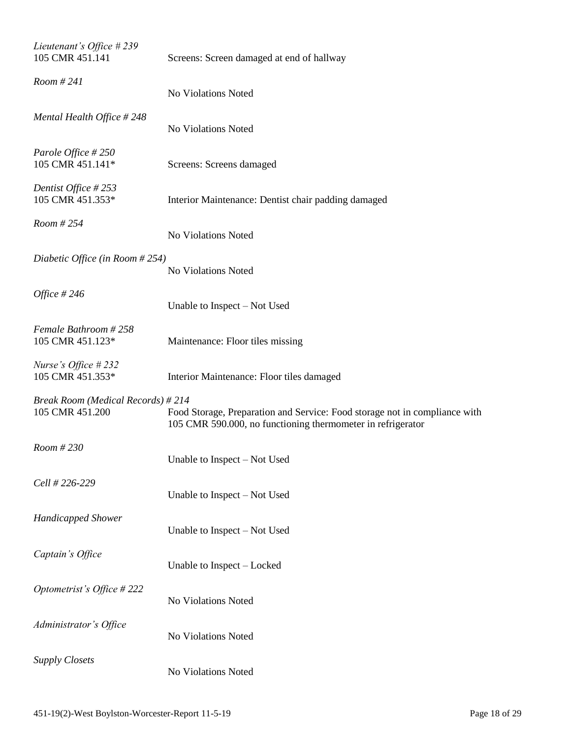*Lieutenant's Office # 239*
105 CMR 451.141 Screens: Screen damaged at end of hallway

*Room # 241*
No Violations Noted

*Mental Health Office # 248*
No Violations Noted

*Parole Office # 250*
105 CMR 451.141* Screens: Screens damaged

*Dentist Office # 253*
105 CMR 451.353* Interior Maintenance: Dentist chair padding damaged

*Room # 254*
No Violations Noted

*Diabetic Office (in Room # 254)*
No Violations Noted

*Office # 246*
Unable to Inspect – Not Used

*Female Bathroom # 258*
105 CMR 451.123* Maintenance: Floor tiles missing

*Nurse's Office # 232*
105 CMR 451.353* Interior Maintenance: Floor tiles damaged

*Break Room (Medical Records) # 214*
105 CMR 451.200 Food Storage, Preparation and Service: Food storage not in compliance with 105 CMR 590.000, no functioning thermometer in refrigerator

*Room # 230*
Unable to Inspect – Not Used

*Cell # 226-229*
Unable to Inspect – Not Used

*Handicapped Shower*
Unable to Inspect – Not Used

*Captain's Office*
Unable to Inspect – Locked

*Optometrist's Office # 222*
No Violations Noted

*Administrator's Office*
No Violations Noted

*Supply Closets*
No Violations Noted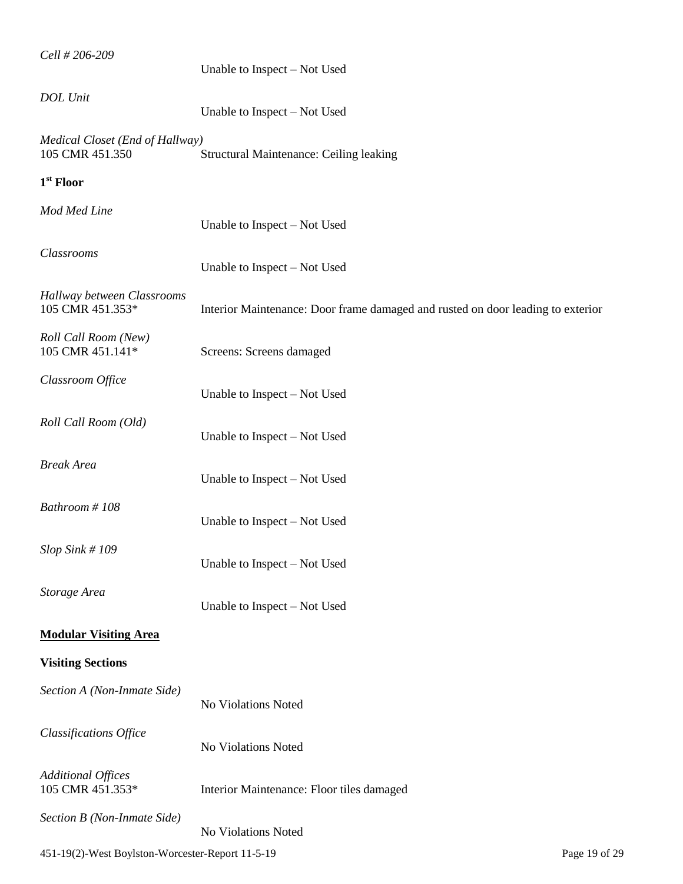*Cell # 206-209*

Unable to Inspect – Not Used

*DOL Unit*

Unable to Inspect – Not Used

*Medical Closet (End of Hallway)*

105 CMR 451.350 Structural Maintenance: Ceiling leaking

**1st Floor**

*Mod Med Line*

Unable to Inspect – Not Used

*Classrooms*

Unable to Inspect – Not Used

*Hallway between Classrooms*

105 CMR 451.353* Interior Maintenance: Door frame damaged and rusted on door leading to exterior

*Roll Call Room (New)*

105 CMR 451.141* Screens: Screens damaged

*Classroom Office*

Unable to Inspect – Not Used

*Roll Call Room (Old)*

Unable to Inspect – Not Used

*Break Area*

Unable to Inspect – Not Used

*Bathroom # 108*

Unable to Inspect – Not Used

*Slop Sink # 109*

Unable to Inspect – Not Used

*Storage Area*

Unable to Inspect – Not Used

**<u>Modular Visiting Area</u>**

**Visiting Sections**

*Section A (Non-Inmate Side)*

No Violations Noted

*Classifications Office*

No Violations Noted

*Additional Offices*

105 CMR 451.353* Interior Maintenance: Floor tiles damaged

*Section B (Non-Inmate Side)*

No Violations Noted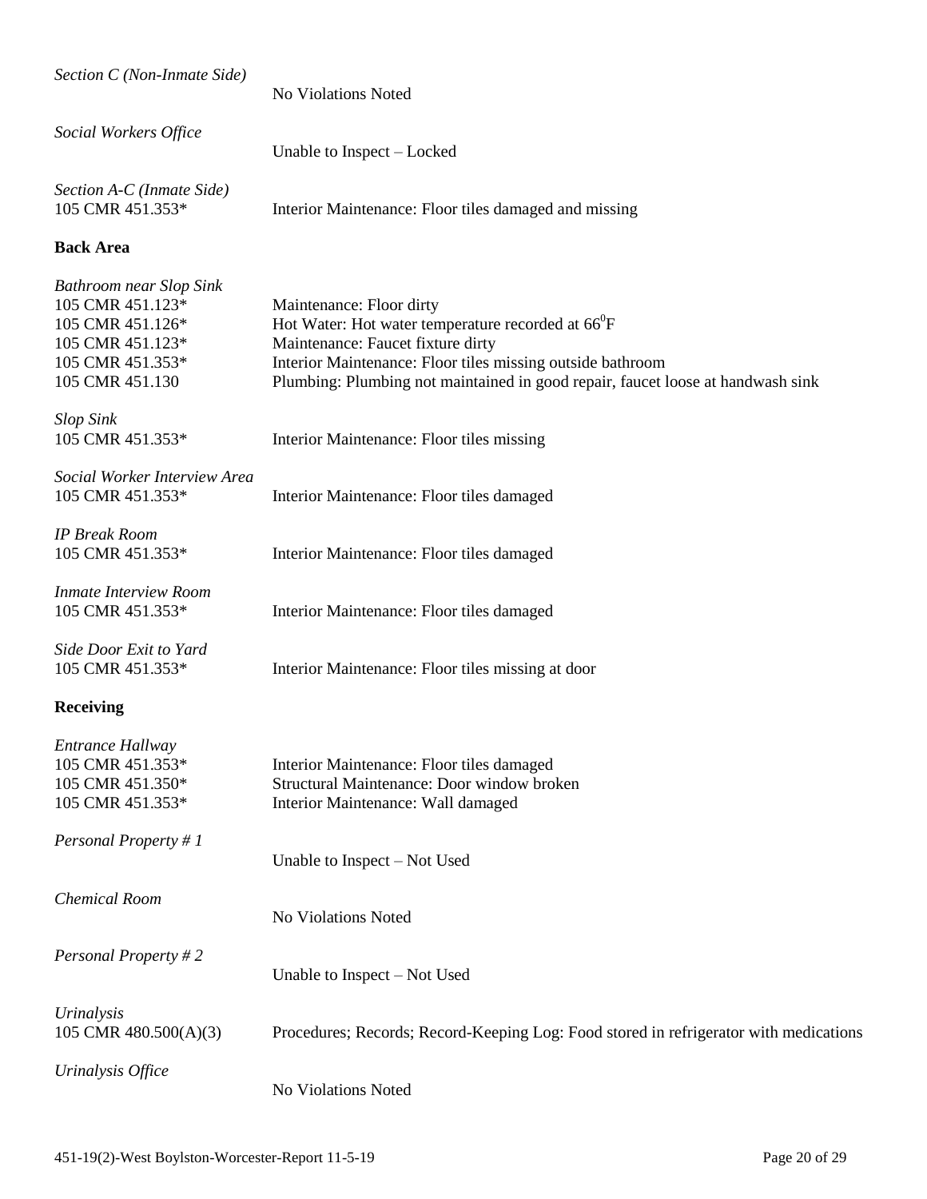*Section C (Non-Inmate Side)*
No Violations Noted

*Social Workers Office*
Unable to Inspect – Locked

*Section A-C (Inmate Side)*
105 CMR 451.353* Interior Maintenance: Floor tiles damaged and missing

**Back Area**

*Bathroom near Slop Sink*
105 CMR 451.123* Maintenance: Floor dirty
105 CMR 451.126* Hot Water: Hot water temperature recorded at $66^0$F
105 CMR 451.123* Maintenance: Faucet fixture dirty
105 CMR 451.353* Interior Maintenance: Floor tiles missing outside bathroom
105 CMR 451.130 Plumbing: Plumbing not maintained in good repair, faucet loose at handwash sink

*Slop Sink*
105 CMR 451.353* Interior Maintenance: Floor tiles missing

*Social Worker Interview Area*
105 CMR 451.353* Interior Maintenance: Floor tiles damaged

*IP Break Room*
105 CMR 451.353* Interior Maintenance: Floor tiles damaged

*Inmate Interview Room*
105 CMR 451.353* Interior Maintenance: Floor tiles damaged

*Side Door Exit to Yard*
105 CMR 451.353* Interior Maintenance: Floor tiles missing at door

**Receiving**

*Entrance Hallway*
105 CMR 451.353* Interior Maintenance: Floor tiles damaged
105 CMR 451.350* Structural Maintenance: Door window broken
105 CMR 451.353* Interior Maintenance: Wall damaged

*Personal Property # 1*
Unable to Inspect – Not Used

*Chemical Room*
No Violations Noted

*Personal Property # 2*
Unable to Inspect – Not Used

*Urinalysis*
105 CMR 480.500(A)(3) Procedures; Records; Record-Keeping Log: Food stored in refrigerator with medications

*Urinalysis Office*
No Violations Noted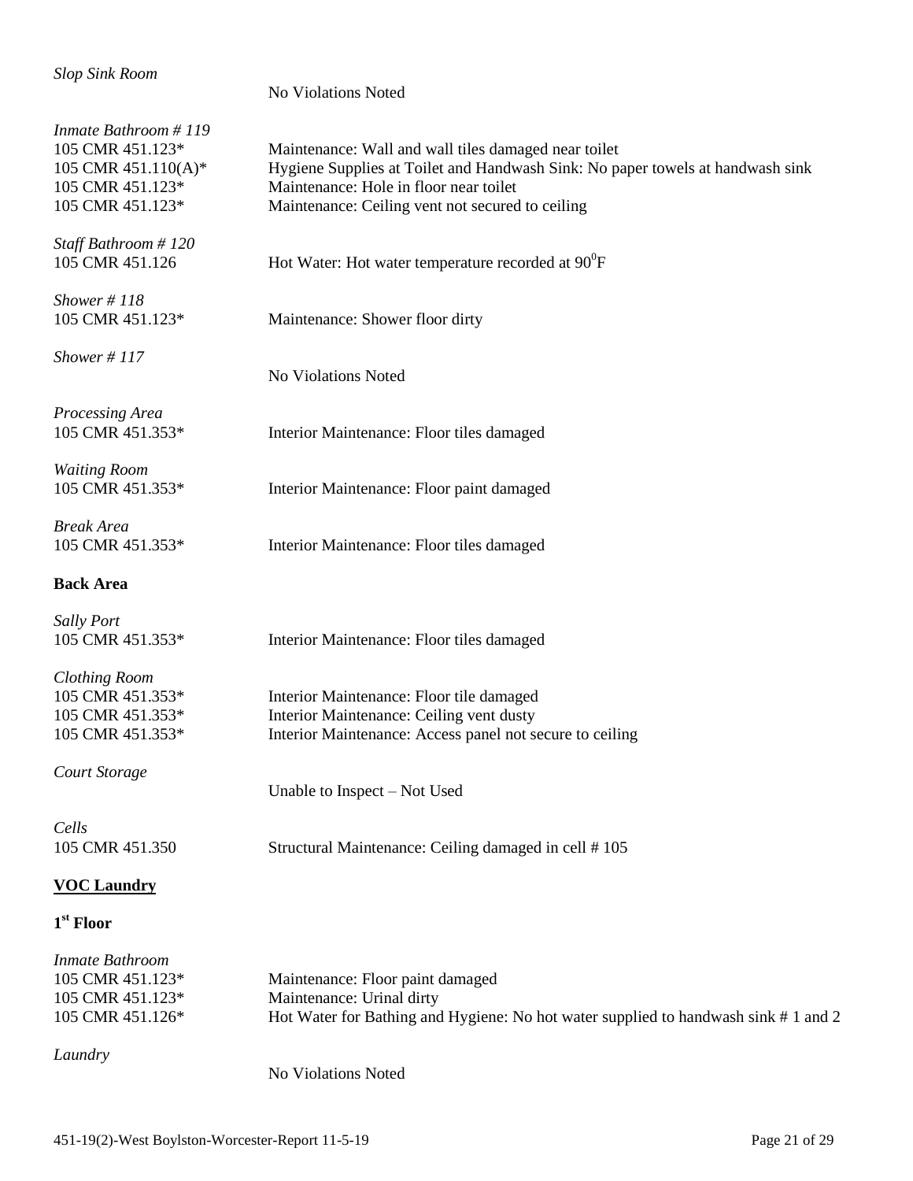*Slop Sink Room*

No Violations Noted

*Inmate Bathroom # 119*

105 CMR 451.123* Maintenance: Wall and wall tiles damaged near toilet
105 CMR 451.110(A)* Hygiene Supplies at Toilet and Handwash Sink: No paper towels at handwash sink
105 CMR 451.123* Maintenance: Hole in floor near toilet
105 CMR 451.123* Maintenance: Ceiling vent not secured to ceiling

*Staff Bathroom # 120*

105 CMR 451.126 Hot Water: Hot water temperature recorded at $90^0$F

*Shower # 118*

105 CMR 451.123* Maintenance: Shower floor dirty

*Shower # 117*

No Violations Noted

*Processing Area*

105 CMR 451.353* Interior Maintenance: Floor tiles damaged

*Waiting Room*

105 CMR 451.353* Interior Maintenance: Floor paint damaged

*Break Area*

105 CMR 451.353* Interior Maintenance: Floor tiles damaged

**Back Area**

*Sally Port*

105 CMR 451.353* Interior Maintenance: Floor tiles damaged

*Clothing Room*

105 CMR 451.353* Interior Maintenance: Floor tile damaged
105 CMR 451.353* Interior Maintenance: Ceiling vent dusty
105 CMR 451.353* Interior Maintenance: Access panel not secure to ceiling

*Court Storage*

Unable to Inspect – Not Used

*Cells*

105 CMR 451.350 Structural Maintenance: Ceiling damaged in cell # 105

## <u>VOC Laundry</u>

### 1st Floor

*Inmate Bathroom*

105 CMR 451.123* Maintenance: Floor paint damaged
105 CMR 451.123* Maintenance: Urinal dirty
105 CMR 451.126* Hot Water for Bathing and Hygiene: No hot water supplied to handwash sink # 1 and 2

*Laundry*

No Violations Noted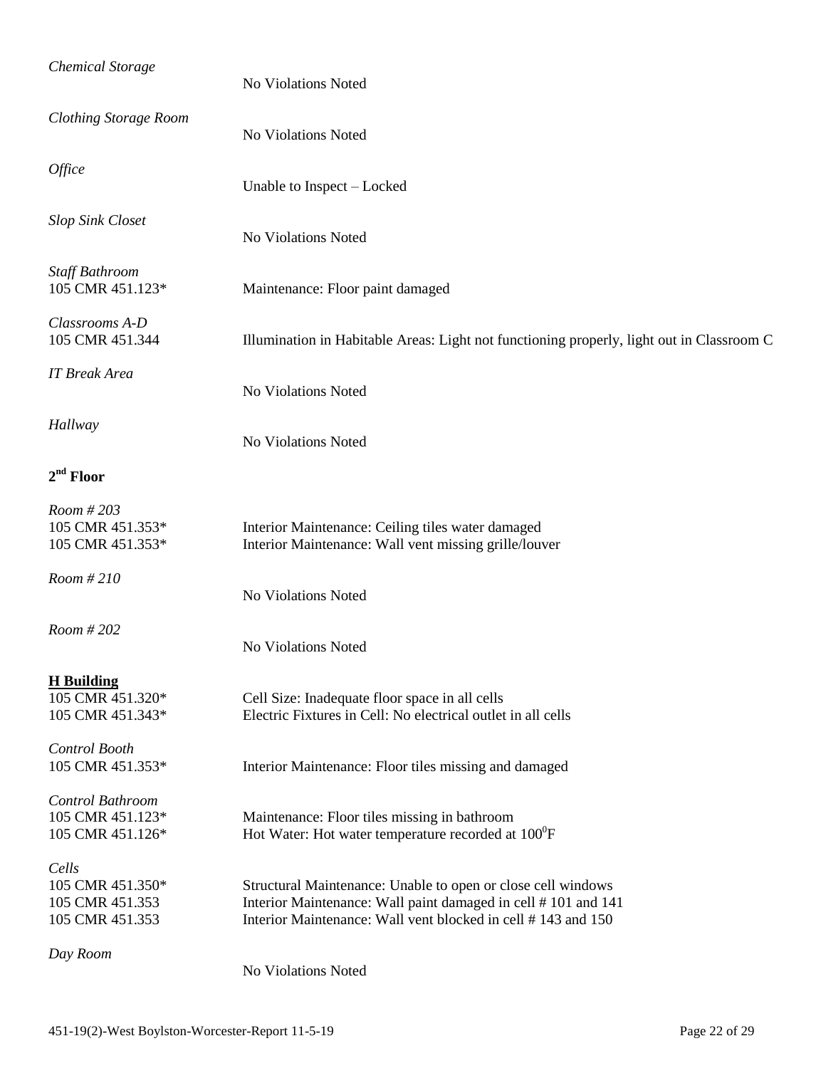*Chemical Storage*
No Violations Noted

*Clothing Storage Room*
No Violations Noted

*Office*
Unable to Inspect – Locked

*Slop Sink Closet*
No Violations Noted

*Staff Bathroom*
105 CMR 451.123* Maintenance: Floor paint damaged

*Classrooms A-D*
105 CMR 451.344 Illumination in Habitable Areas: Light not functioning properly, light out in Classroom C

*IT Break Area*
No Violations Noted

*Hallway*
No Violations Noted

**2nd Floor**

*Room # 203*
105 CMR 451.353* Interior Maintenance: Ceiling tiles water damaged
105 CMR 451.353* Interior Maintenance: Wall vent missing grille/louver

*Room # 210*
No Violations Noted

*Room # 202*
No Violations Noted

**H Building**
105 CMR 451.320* Cell Size: Inadequate floor space in all cells
105 CMR 451.343* Electric Fixtures in Cell: No electrical outlet in all cells

*Control Booth*
105 CMR 451.353* Interior Maintenance: Floor tiles missing and damaged

*Control Bathroom*
105 CMR 451.123* Maintenance: Floor tiles missing in bathroom
105 CMR 451.126* Hot Water: Hot water temperature recorded at $100^0$F

*Cells*
105 CMR 451.350* Structural Maintenance: Unable to open or close cell windows
105 CMR 451.353 Interior Maintenance: Wall paint damaged in cell # 101 and 141
105 CMR 451.353 Interior Maintenance: Wall vent blocked in cell # 143 and 150

*Day Room*
No Violations Noted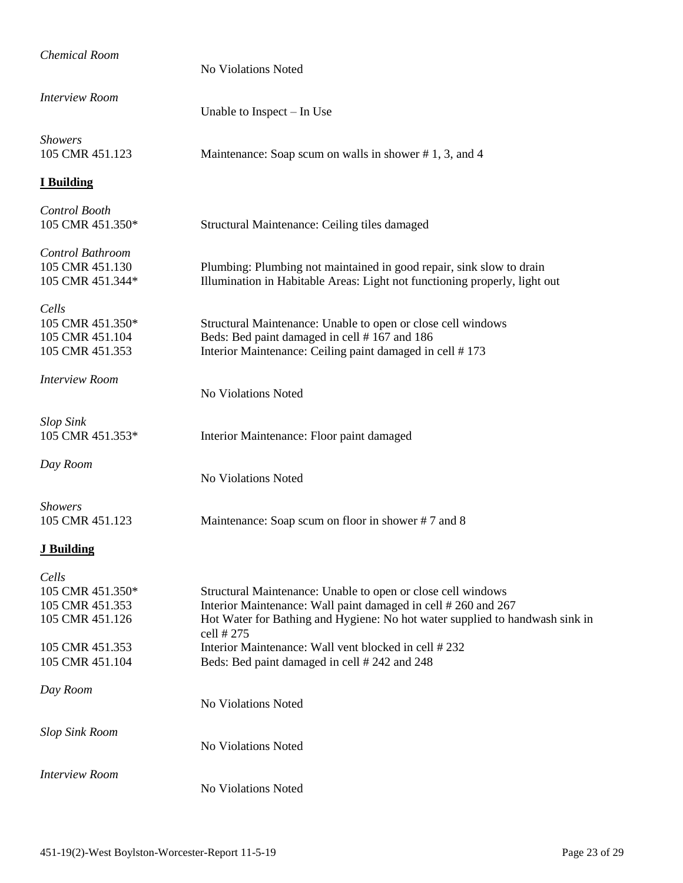*Chemical Room*

No Violations Noted

*Interview Room*

Unable to Inspect – In Use

*Showers*

105 CMR 451.123 Maintenance: Soap scum on walls in shower # 1, 3, and 4

## **I Building**

*Control Booth*

105 CMR 451.350* Structural Maintenance: Ceiling tiles damaged

*Control Bathroom*

105 CMR 451.130 Plumbing: Plumbing not maintained in good repair, sink slow to drain

105 CMR 451.344* Illumination in Habitable Areas: Light not functioning properly, light out

*Cells*

105 CMR 451.350* Structural Maintenance: Unable to open or close cell windows

105 CMR 451.104 Beds: Bed paint damaged in cell # 167 and 186

105 CMR 451.353 Interior Maintenance: Ceiling paint damaged in cell # 173

*Interview Room*

No Violations Noted

*Slop Sink*

105 CMR 451.353* Interior Maintenance: Floor paint damaged

*Day Room*

No Violations Noted

*Showers*

105 CMR 451.123 Maintenance: Soap scum on floor in shower # 7 and 8

## **J Building**

*Cells*

105 CMR 451.350* Structural Maintenance: Unable to open or close cell windows

105 CMR 451.353 Interior Maintenance: Wall paint damaged in cell # 260 and 267

105 CMR 451.126 Hot Water for Bathing and Hygiene: No hot water supplied to handwash sink in cell # 275

105 CMR 451.353 Interior Maintenance: Wall vent blocked in cell # 232

105 CMR 451.104 Beds: Bed paint damaged in cell # 242 and 248

*Day Room*

No Violations Noted

*Slop Sink Room*

No Violations Noted

*Interview Room*

No Violations Noted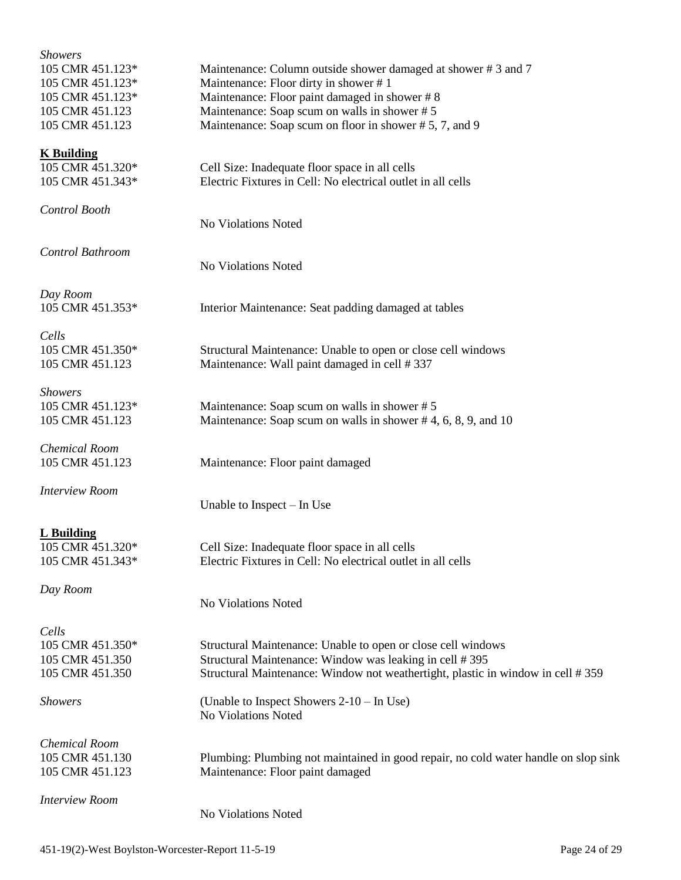*Showers*

105 CMR 451.123* Maintenance: Column outside shower damaged at shower # 3 and 7
105 CMR 451.123* Maintenance: Floor dirty in shower # 1
105 CMR 451.123* Maintenance: Floor paint damaged in shower # 8
105 CMR 451.123 Maintenance: Soap scum on walls in shower # 5
105 CMR 451.123 Maintenance: Soap scum on floor in shower # 5, 7, and 9

**K Building**

105 CMR 451.320* Cell Size: Inadequate floor space in all cells
105 CMR 451.343* Electric Fixtures in Cell: No electrical outlet in all cells

*Control Booth*

No Violations Noted

*Control Bathroom*

No Violations Noted

*Day Room*

105 CMR 451.353* Interior Maintenance: Seat padding damaged at tables

*Cells*

105 CMR 451.350* Structural Maintenance: Unable to open or close cell windows
105 CMR 451.123 Maintenance: Wall paint damaged in cell # 337

*Showers*

105 CMR 451.123* Maintenance: Soap scum on walls in shower # 5
105 CMR 451.123 Maintenance: Soap scum on walls in shower # 4, 6, 8, 9, and 10

*Chemical Room*

105 CMR 451.123 Maintenance: Floor paint damaged

*Interview Room*

Unable to Inspect – In Use

**L Building**

105 CMR 451.320* Cell Size: Inadequate floor space in all cells
105 CMR 451.343* Electric Fixtures in Cell: No electrical outlet in all cells

*Day Room*

No Violations Noted

*Cells*

105 CMR 451.350* Structural Maintenance: Unable to open or close cell windows
105 CMR 451.350 Structural Maintenance: Window was leaking in cell # 395
105 CMR 451.350 Structural Maintenance: Window not weathertight, plastic in window in cell # 359

*Showers*

(Unable to Inspect Showers 2-10 – In Use)
No Violations Noted

*Chemical Room*

105 CMR 451.130 Plumbing: Plumbing not maintained in good repair, no cold water handle on slop sink
105 CMR 451.123 Maintenance: Floor paint damaged

*Interview Room*

No Violations Noted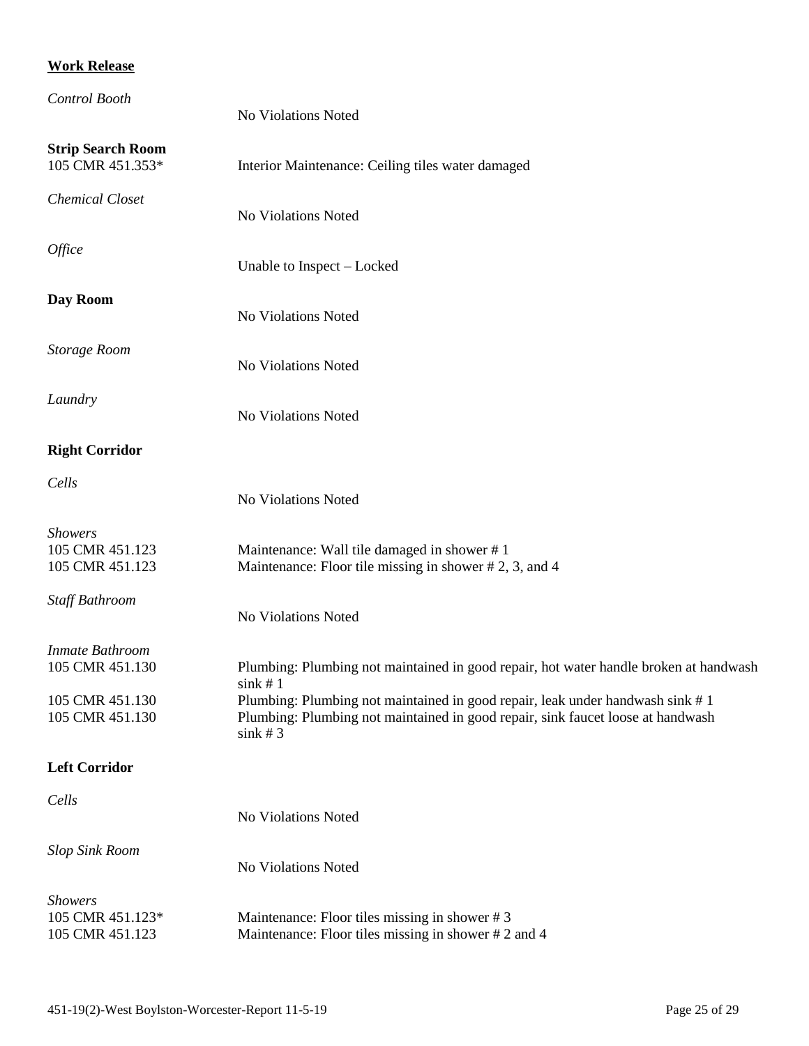**Work Release**

*Control Booth*

No Violations Noted

**Strip Search Room**

105 CMR 451.353* Interior Maintenance: Ceiling tiles water damaged

*Chemical Closet*

No Violations Noted

*Office*

Unable to Inspect – Locked

**Day Room**

No Violations Noted

*Storage Room*

No Violations Noted

*Laundry*

No Violations Noted

**Right Corridor**

*Cells*

No Violations Noted

*Showers*

105 CMR 451.123 Maintenance: Wall tile damaged in shower # 1
105 CMR 451.123 Maintenance: Floor tile missing in shower # 2, 3, and 4

*Staff Bathroom*

No Violations Noted

*Inmate Bathroom*

105 CMR 451.130 Plumbing: Plumbing not maintained in good repair, hot water handle broken at handwash sink # 1
105 CMR 451.130 Plumbing: Plumbing not maintained in good repair, leak under handwash sink # 1
105 CMR 451.130 Plumbing: Plumbing not maintained in good repair, sink faucet loose at handwash sink # 3

**Left Corridor**

*Cells*

No Violations Noted

*Slop Sink Room*

No Violations Noted

*Showers*

105 CMR 451.123* Maintenance: Floor tiles missing in shower # 3
105 CMR 451.123 Maintenance: Floor tiles missing in shower # 2 and 4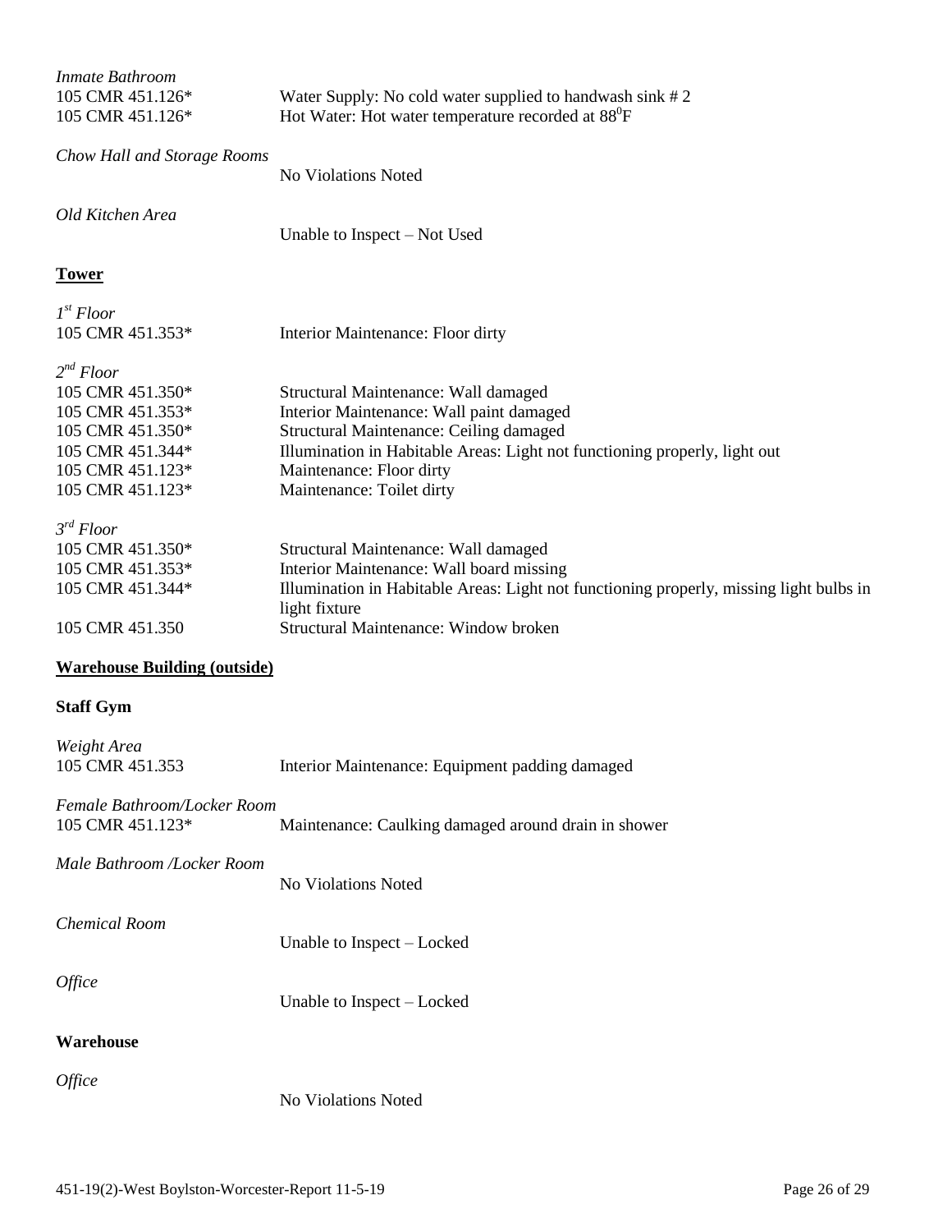*Inmate Bathroom*

105 CMR 451.126* Water Supply: No cold water supplied to handwash sink # 2

105 CMR 451.126* Hot Water: Hot water temperature recorded at $88^0$F

*Chow Hall and Storage Rooms*

No Violations Noted

*Old Kitchen Area*

Unable to Inspect – Not Used

**<u>Tower</u>**

*1st Floor*

105 CMR 451.353* Interior Maintenance: Floor dirty

*2nd Floor*

105 CMR 451.350* Structural Maintenance: Wall damaged

105 CMR 451.353* Interior Maintenance: Wall paint damaged

105 CMR 451.350* Structural Maintenance: Ceiling damaged

105 CMR 451.344* Illumination in Habitable Areas: Light not functioning properly, light out

105 CMR 451.123* Maintenance: Floor dirty

105 CMR 451.123* Maintenance: Toilet dirty

*3rd Floor*

105 CMR 451.350* Structural Maintenance: Wall damaged

105 CMR 451.353* Interior Maintenance: Wall board missing

105 CMR 451.344* Illumination in Habitable Areas: Light not functioning properly, missing light bulbs in light fixture

105 CMR 451.350 Structural Maintenance: Window broken

**<u>Warehouse Building (outside)</u>**

**Staff Gym**

*Weight Area*

105 CMR 451.353 Interior Maintenance: Equipment padding damaged

*Female Bathroom/Locker Room*

105 CMR 451.123* Maintenance: Caulking damaged around drain in shower

*Male Bathroom /Locker Room*

No Violations Noted

*Chemical Room*

Unable to Inspect – Locked

*Office*

Unable to Inspect – Locked

**Warehouse**

*Office*

No Violations Noted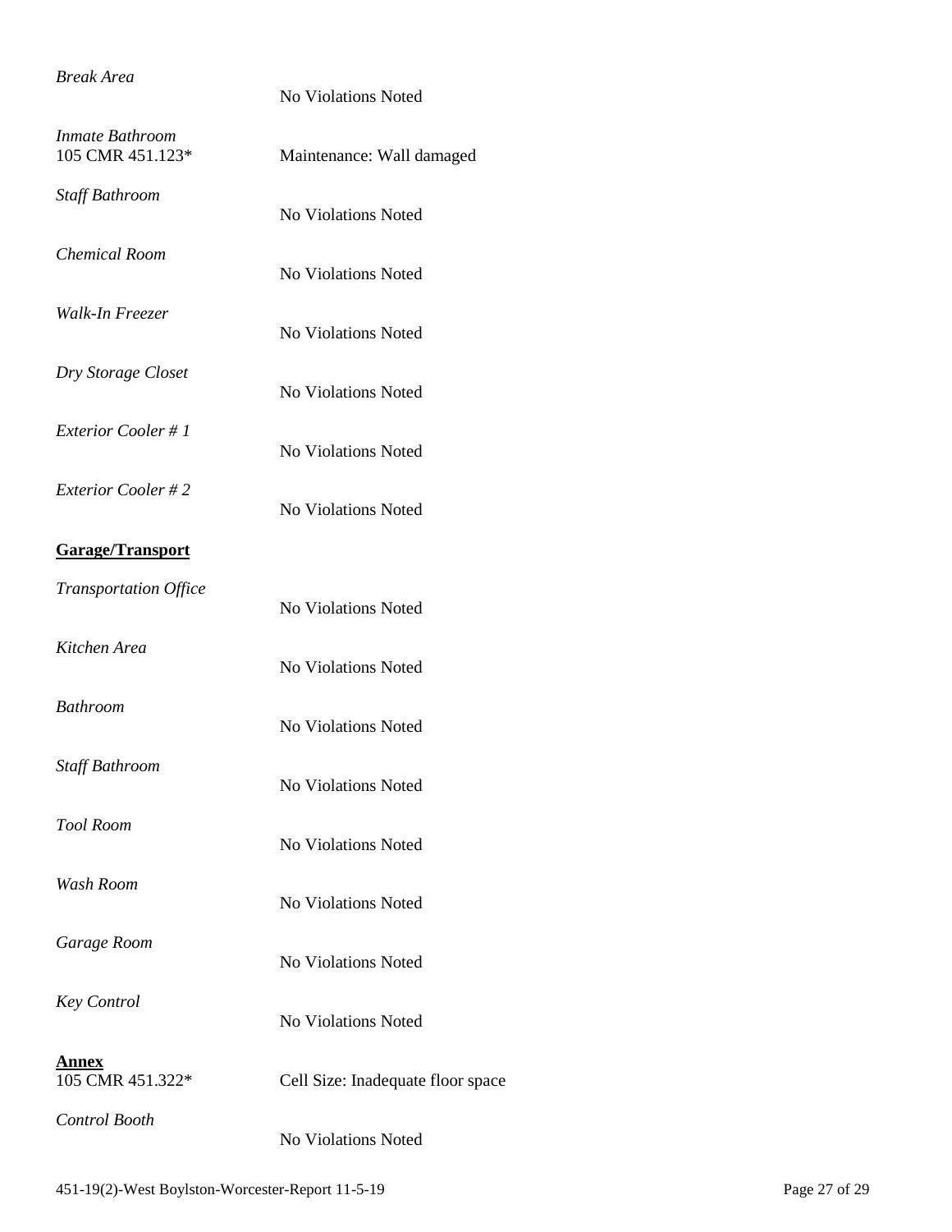*Break Area*
No Violations Noted

*Inmate Bathroom*
105 CMR 451.123* Maintenance: Wall damaged

*Staff Bathroom*
No Violations Noted

*Chemical Room*
No Violations Noted

*Walk-In Freezer*
No Violations Noted

*Dry Storage Closet*
No Violations Noted

*Exterior Cooler # 1*
No Violations Noted

*Exterior Cooler # 2*
No Violations Noted

**<u>Garage/Transport</u>**

*Transportation Office*
No Violations Noted

*Kitchen Area*
No Violations Noted

*Bathroom*
No Violations Noted

*Staff Bathroom*
No Violations Noted

*Tool Room*
No Violations Noted

*Wash Room*
No Violations Noted

*Garage Room*
No Violations Noted

*Key Control*
No Violations Noted

**<u>Annex</u>**
105 CMR 451.322* Cell Size: Inadequate floor space

*Control Booth*
No Violations Noted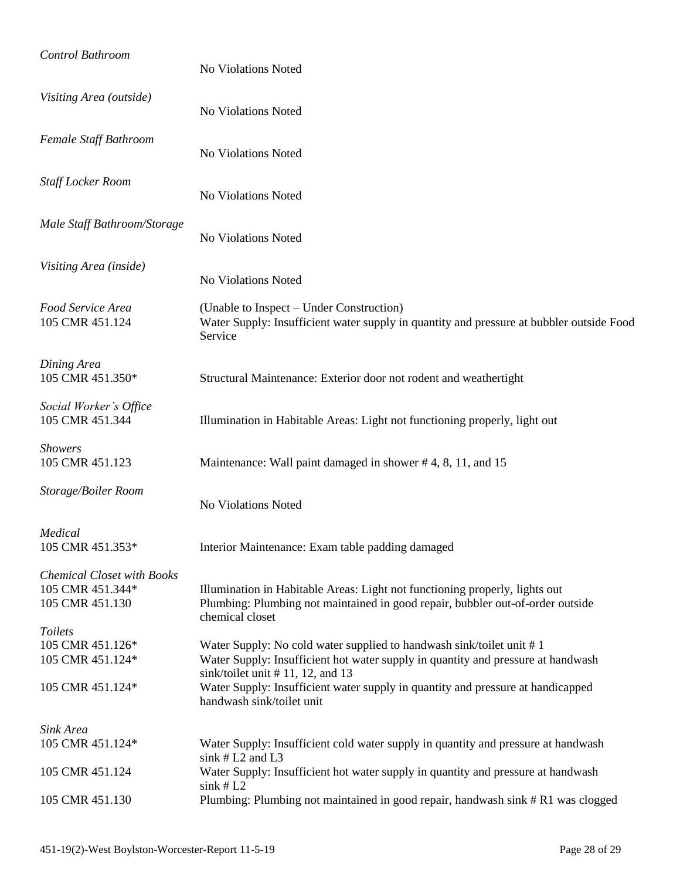*Control Bathroom*
No Violations Noted

*Visiting Area (outside)*
No Violations Noted

*Female Staff Bathroom*
No Violations Noted

*Staff Locker Room*
No Violations Noted

*Male Staff Bathroom/Storage*
No Violations Noted

*Visiting Area (inside)*
No Violations Noted

*Food Service Area*
(Unable to Inspect – Under Construction)

105 CMR 451.124 Water Supply: Insufficient water supply in quantity and pressure at bubbler outside Food Service

*Dining Area*

105 CMR 451.350* Structural Maintenance: Exterior door not rodent and weathertight

*Social Worker's Office*

105 CMR 451.344 Illumination in Habitable Areas: Light not functioning properly, light out

*Showers*

105 CMR 451.123 Maintenance: Wall paint damaged in shower # 4, 8, 11, and 15

*Storage/Boiler Room*
No Violations Noted

*Medical*

105 CMR 451.353* Interior Maintenance: Exam table padding damaged

*Chemical Closet with Books*

105 CMR 451.344* Illumination in Habitable Areas: Light not functioning properly, lights out

105 CMR 451.130 Plumbing: Plumbing not maintained in good repair, bubbler out-of-order outside chemical closet

*Toilets*

105 CMR 451.126* Water Supply: No cold water supplied to handwash sink/toilet unit # 1

105 CMR 451.124* Water Supply: Insufficient hot water supply in quantity and pressure at handwash sink/toilet unit # 11, 12, and 13

105 CMR 451.124* Water Supply: Insufficient water supply in quantity and pressure at handicapped handwash sink/toilet unit

*Sink Area*

105 CMR 451.124* Water Supply: Insufficient cold water supply in quantity and pressure at handwash sink # L2 and L3

105 CMR 451.124 Water Supply: Insufficient hot water supply in quantity and pressure at handwash sink # L2

105 CMR 451.130 Plumbing: Plumbing not maintained in good repair, handwash sink # R1 was clogged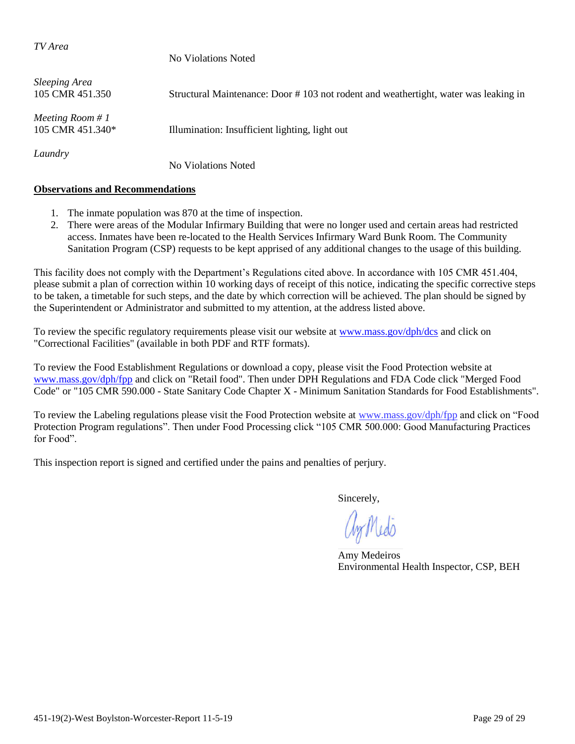*TV Area*
No Violations Noted

*Sleeping Area*
105 CMR 451.350 Structural Maintenance: Door # 103 not rodent and weathertight, water was leaking in

*Meeting Room # 1*
105 CMR 451.340* Illumination: Insufficient lighting, light out

*Laundry*
No Violations Noted

**Observations and Recommendations**

1. The inmate population was 870 at the time of inspection.
2. There were areas of the Modular Infirmary Building that were no longer used and certain areas had restricted access. Inmates have been re-located to the Health Services Infirmary Ward Bunk Room. The Community Sanitation Program (CSP) requests to be kept apprised of any additional changes to the usage of this building.

This facility does not comply with the Department's Regulations cited above. In accordance with 105 CMR 451.404, please submit a plan of correction within 10 working days of receipt of this notice, indicating the specific corrective steps to be taken, a timetable for such steps, and the date by which correction will be achieved. The plan should be signed by the Superintendent or Administrator and submitted to my attention, at the address listed above.

To review the specific regulatory requirements please visit our website at www.mass.gov/dph/dcs and click on "Correctional Facilities" (available in both PDF and RTF formats).

To review the Food Establishment Regulations or download a copy, please visit the Food Protection website at www.mass.gov/dph/fpp and click on "Retail food". Then under DPH Regulations and FDA Code click "Merged Food Code" or "105 CMR 590.000 - State Sanitary Code Chapter X - Minimum Sanitation Standards for Food Establishments".

To review the Labeling regulations please visit the Food Protection website at www.mass.gov/dph/fpp and click on "Food Protection Program regulations". Then under Food Processing click "105 CMR 500.000: Good Manufacturing Practices for Food".

This inspection report is signed and certified under the pains and penalties of perjury.

Sincerely,

Amy Medeiros
Environmental Health Inspector, CSP, BEH